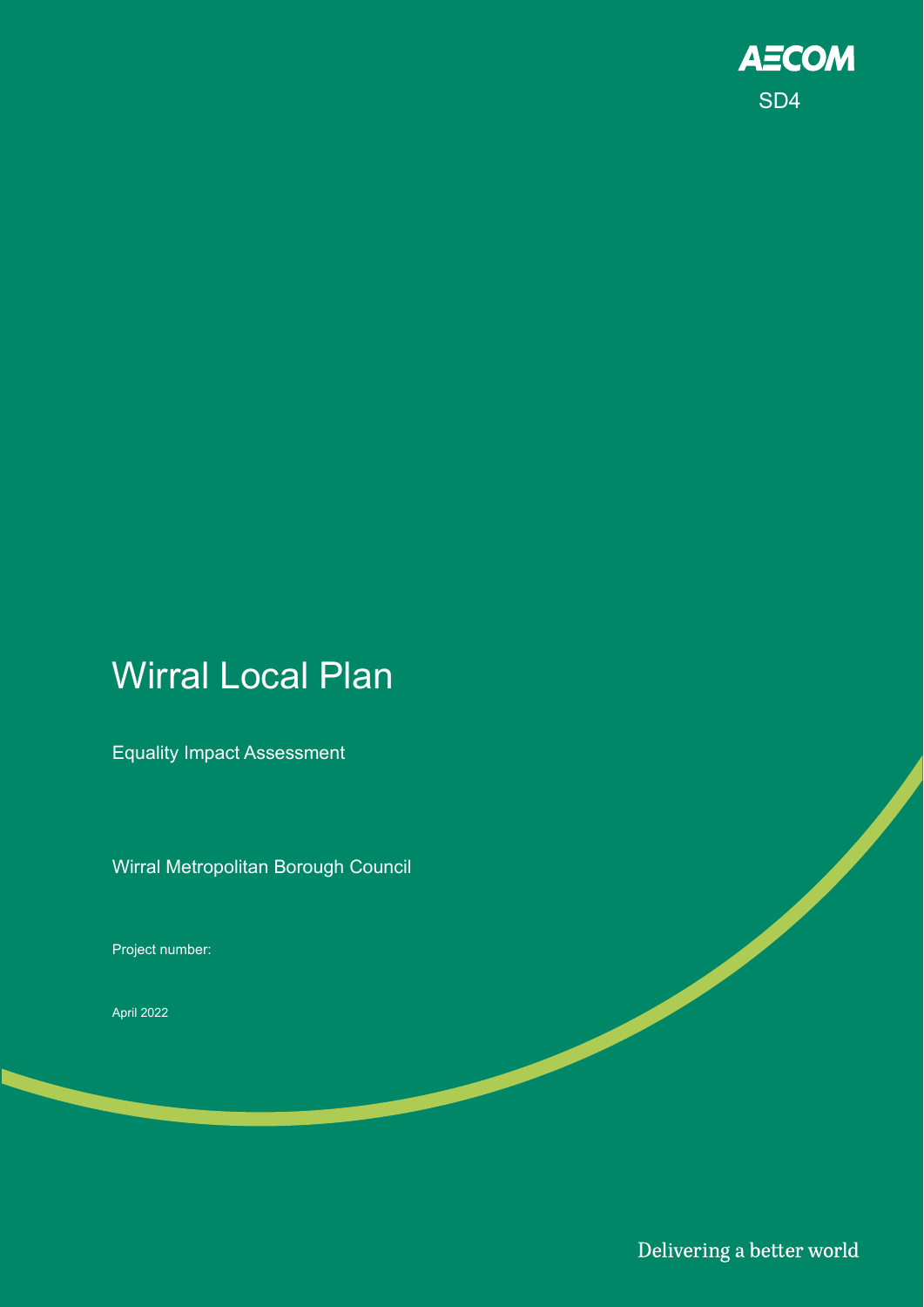AECOM

SD4

# Wirral Local Plan

Equality Impact Assessment

Wirral Metropolitan Borough Council

Project number:

April 2022

Delivering a better world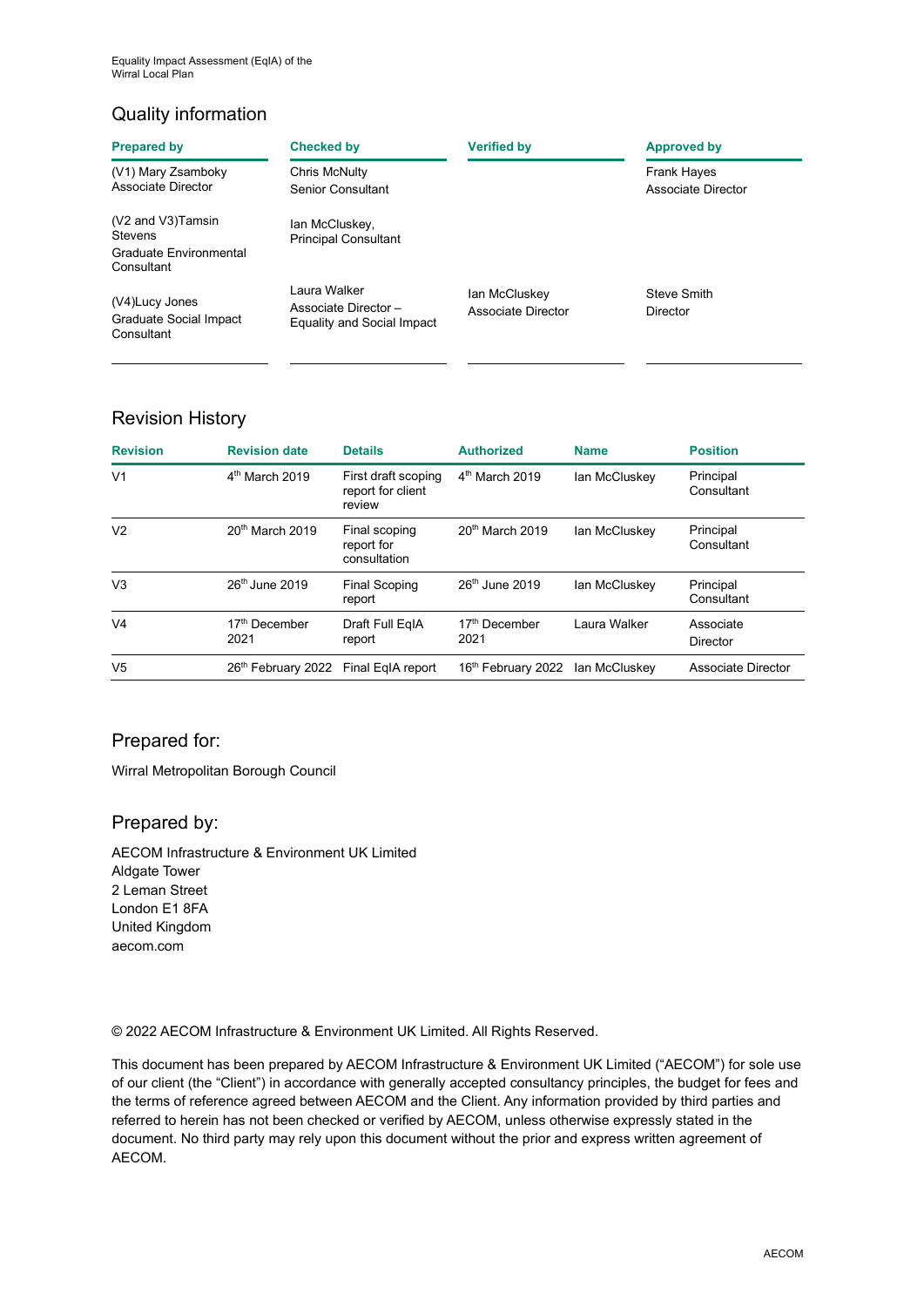## Quality information

| Prepared by | Checked by | Verified by | Approved by |
|---|---|---|---|
| (V1) Mary Zsamboky<br>Associate Director | Chris McNulty<br>Senior Consultant | | Frank Hayes<br>Associate Director |
| (V2 and V3)Tamsin Stevens<br>Graduate Environmental Consultant | Ian McCluskey,<br>Principal Consultant | | |
| (V4)Lucy Jones<br>Graduate Social Impact Consultant | Laura Walker<br>Associate Director – Equality and Social Impact | Ian McCluskey<br>Associate Director | Steve Smith<br>Director |

## Revision History

| Revision | Revision date | Details | Authorized | Name | Position |
|---|---|---|---|---|---|
| V1 | 4th March 2019 | First draft scoping report for client review | 4th March 2019 | Ian McCluskey | Principal Consultant |
| V2 | 20th March 2019 | Final scoping report for consultation | 20th March 2019 | Ian McCluskey | Principal Consultant |
| V3 | 26th June 2019 | Final Scoping report | 26th June 2019 | Ian McCluskey | Principal Consultant |
| V4 | 17th December 2021 | Draft Full EqIA report | 17th December 2021 | Laura Walker | Associate Director |
| V5 | 26th February 2022 | Final EqIA report | 16th February 2022 | Ian McCluskey | Associate Director |

## Prepared for:

Wirral Metropolitan Borough Council

## Prepared by:

AECOM Infrastructure & Environment UK Limited
Aldgate Tower
2 Leman Street
London E1 8FA
United Kingdom
aecom.com

© 2022 AECOM Infrastructure & Environment UK Limited. All Rights Reserved.

This document has been prepared by AECOM Infrastructure & Environment UK Limited ("AECOM") for sole use of our client (the "Client") in accordance with generally accepted consultancy principles, the budget for fees and the terms of reference agreed between AECOM and the Client. Any information provided by third parties and referred to herein has not been checked or verified by AECOM, unless otherwise expressly stated in the document. No third party may rely upon this document without the prior and express written agreement of AECOM.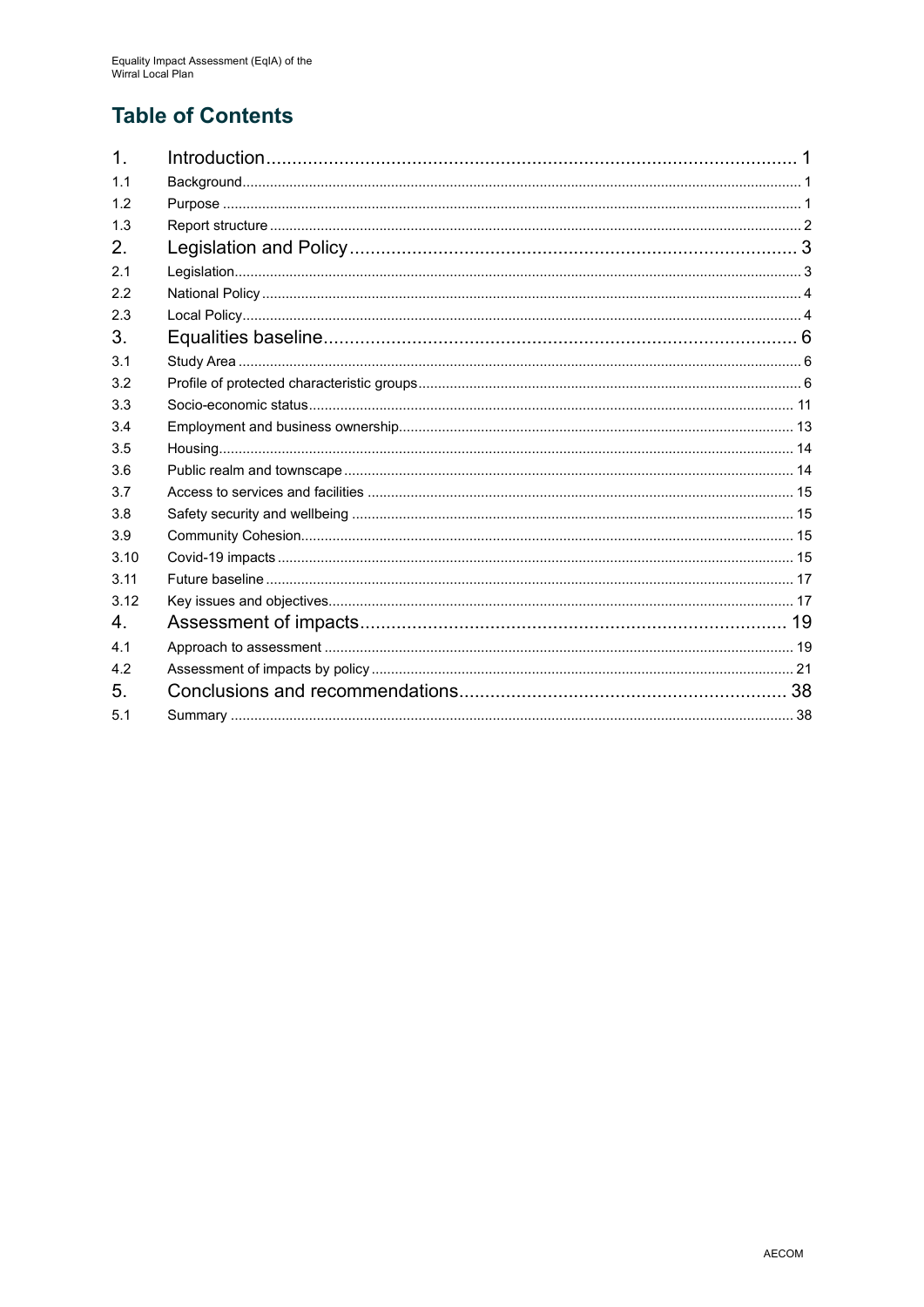# Table of Contents

| | | |
|---|---|---|
| 1. | Introduction | 1 |
| 1.1 | Background | 1 |
| 1.2 | Purpose | 1 |
| 1.3 | Report structure | 2 |
| 2. | Legislation and Policy | 3 |
| 2.1 | Legislation | 3 |
| 2.2 | National Policy | 4 |
| 2.3 | Local Policy | 4 |
| 3. | Equalities baseline | 6 |
| 3.1 | Study Area | 6 |
| 3.2 | Profile of protected characteristic groups | 6 |
| 3.3 | Socio-economic status | 11 |
| 3.4 | Employment and business ownership | 13 |
| 3.5 | Housing | 14 |
| 3.6 | Public realm and townscape | 14 |
| 3.7 | Access to services and facilities | 15 |
| 3.8 | Safety security and wellbeing | 15 |
| 3.9 | Community Cohesion | 15 |
| 3.10 | Covid-19 impacts | 15 |
| 3.11 | Future baseline | 17 |
| 3.12 | Key issues and objectives | 17 |
| 4. | Assessment of impacts | 19 |
| 4.1 | Approach to assessment | 19 |
| 4.2 | Assessment of impacts by policy | 21 |
| 5. | Conclusions and recommendations | 38 |
| 5.1 | Summary | 38 |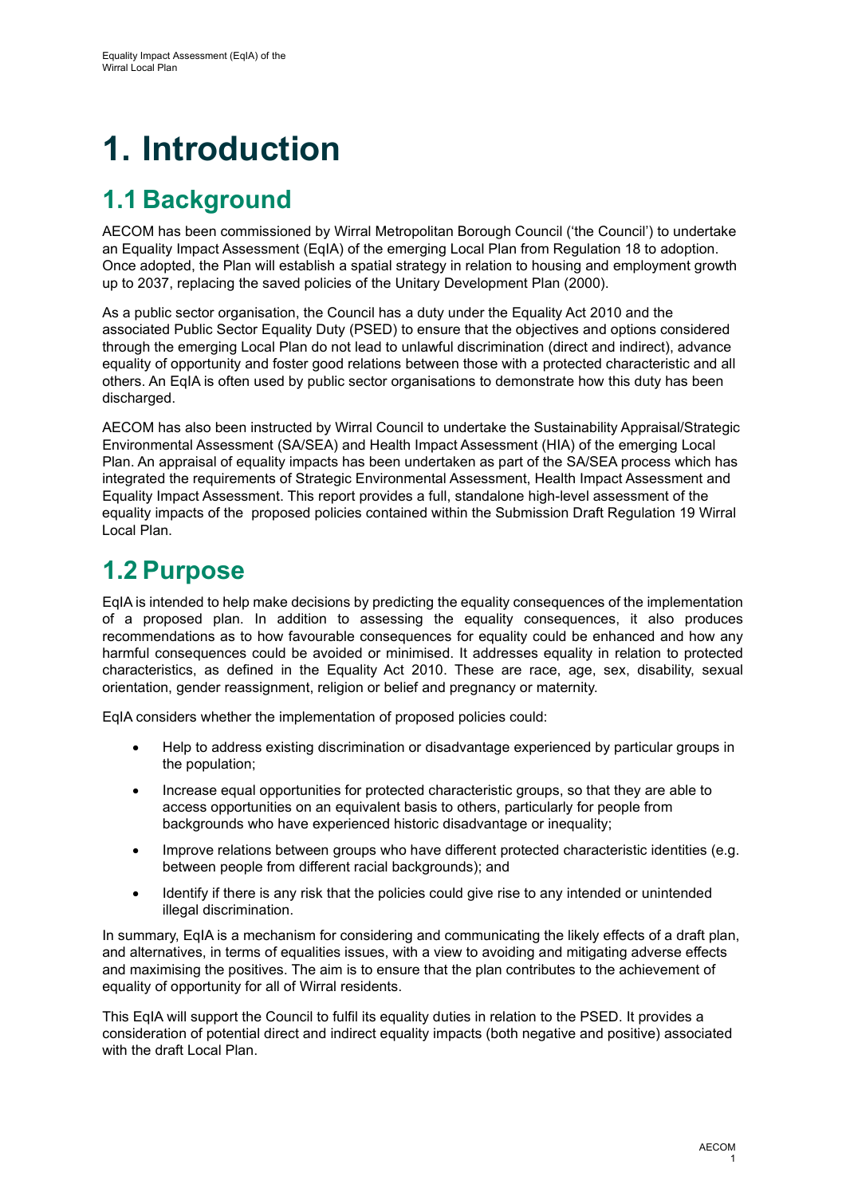# 1. Introduction

## 1.1 Background

AECOM has been commissioned by Wirral Metropolitan Borough Council ('the Council') to undertake an Equality Impact Assessment (EqIA) of the emerging Local Plan from Regulation 18 to adoption. Once adopted, the Plan will establish a spatial strategy in relation to housing and employment growth up to 2037, replacing the saved policies of the Unitary Development Plan (2000).

As a public sector organisation, the Council has a duty under the Equality Act 2010 and the associated Public Sector Equality Duty (PSED) to ensure that the objectives and options considered through the emerging Local Plan do not lead to unlawful discrimination (direct and indirect), advance equality of opportunity and foster good relations between those with a protected characteristic and all others. An EqIA is often used by public sector organisations to demonstrate how this duty has been discharged.

AECOM has also been instructed by Wirral Council to undertake the Sustainability Appraisal/Strategic Environmental Assessment (SA/SEA) and Health Impact Assessment (HIA) of the emerging Local Plan. An appraisal of equality impacts has been undertaken as part of the SA/SEA process which has integrated the requirements of Strategic Environmental Assessment, Health Impact Assessment and Equality Impact Assessment. This report provides a full, standalone high-level assessment of the equality impacts of the proposed policies contained within the Submission Draft Regulation 19 Wirral Local Plan.

## 1.2 Purpose

EqIA is intended to help make decisions by predicting the equality consequences of the implementation of a proposed plan. In addition to assessing the equality consequences, it also produces recommendations as to how favourable consequences for equality could be enhanced and how any harmful consequences could be avoided or minimised. It addresses equality in relation to protected characteristics, as defined in the Equality Act 2010. These are race, age, sex, disability, sexual orientation, gender reassignment, religion or belief and pregnancy or maternity.

EqIA considers whether the implementation of proposed policies could:

- Help to address existing discrimination or disadvantage experienced by particular groups in the population;
- Increase equal opportunities for protected characteristic groups, so that they are able to access opportunities on an equivalent basis to others, particularly for people from backgrounds who have experienced historic disadvantage or inequality;
- Improve relations between groups who have different protected characteristic identities (e.g. between people from different racial backgrounds); and
- Identify if there is any risk that the policies could give rise to any intended or unintended illegal discrimination.

In summary, EqIA is a mechanism for considering and communicating the likely effects of a draft plan, and alternatives, in terms of equalities issues, with a view to avoiding and mitigating adverse effects and maximising the positives. The aim is to ensure that the plan contributes to the achievement of equality of opportunity for all of Wirral residents.

This EqIA will support the Council to fulfil its equality duties in relation to the PSED. It provides a consideration of potential direct and indirect equality impacts (both negative and positive) associated with the draft Local Plan.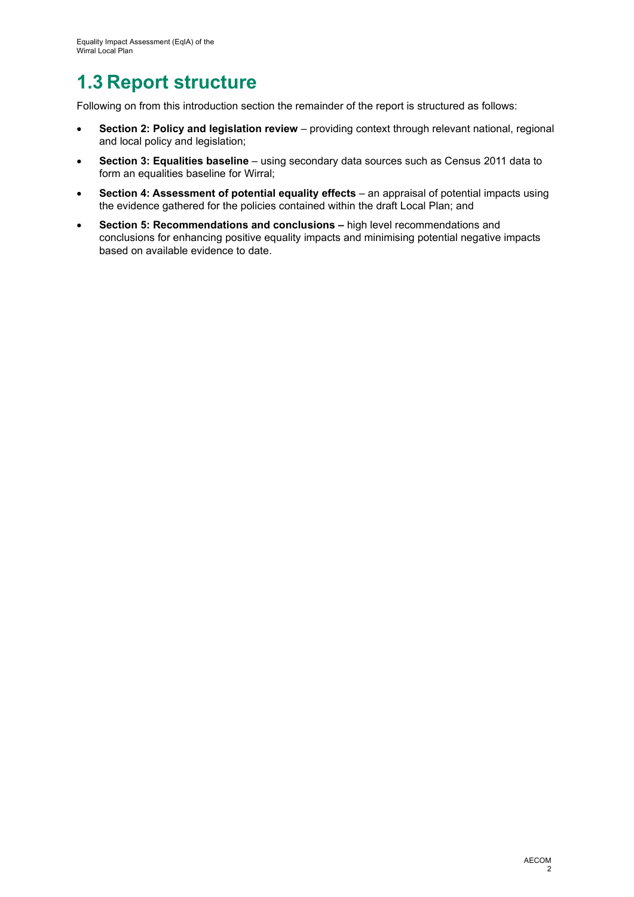# 1.3 Report structure

Following on from this introduction section the remainder of the report is structured as follows:

- **Section 2: Policy and legislation review** – providing context through relevant national, regional and local policy and legislation;
- **Section 3: Equalities baseline** – using secondary data sources such as Census 2011 data to form an equalities baseline for Wirral;
- **Section 4: Assessment of potential equality effects** – an appraisal of potential impacts using the evidence gathered for the policies contained within the draft Local Plan; and
- **Section 5: Recommendations and conclusions –** high level recommendations and conclusions for enhancing positive equality impacts and minimising potential negative impacts based on available evidence to date.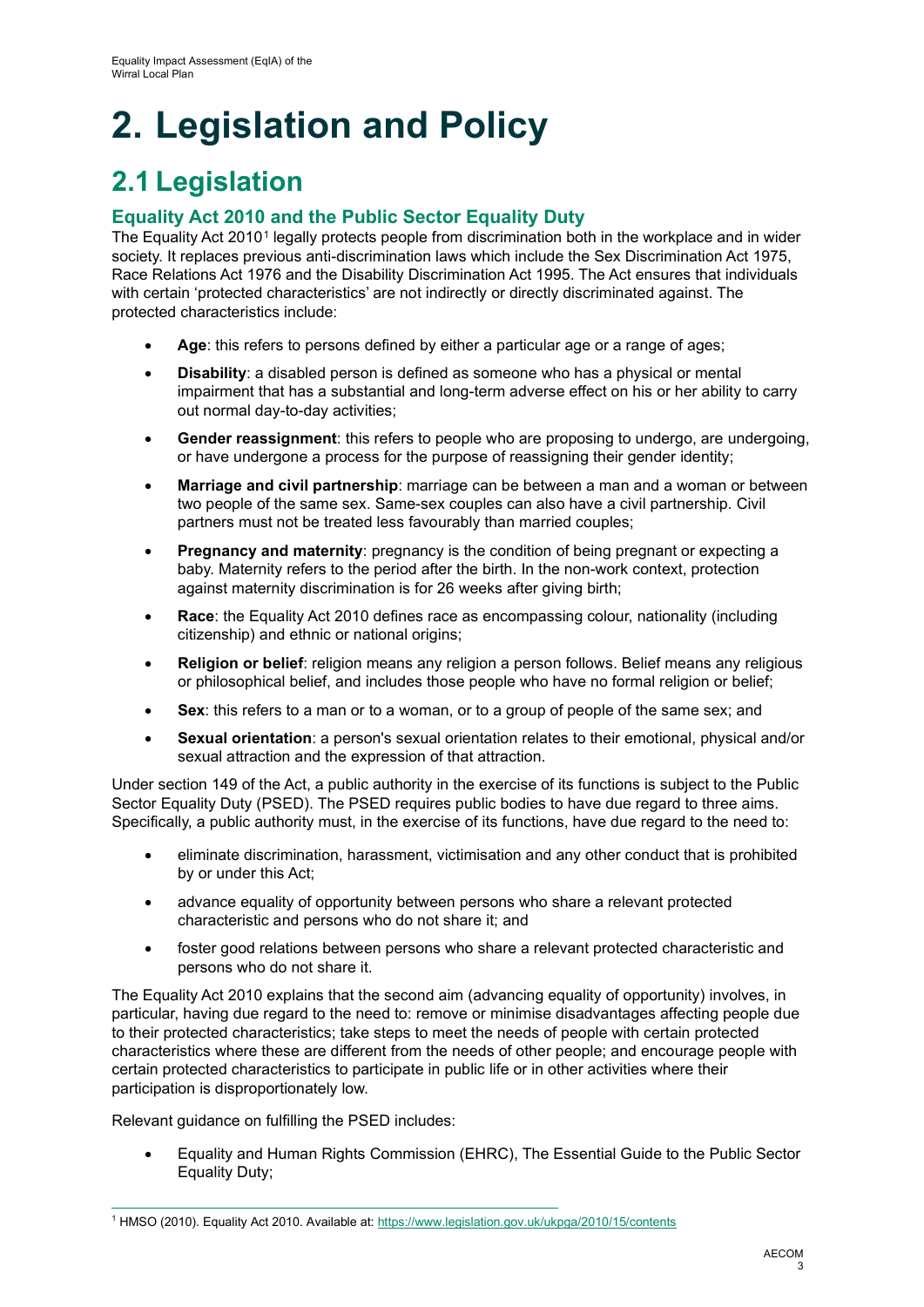# 2. Legislation and Policy

## 2.1 Legislation

### Equality Act 2010 and the Public Sector Equality Duty

The Equality Act 2010[1] legally protects people from discrimination both in the workplace and in wider society. It replaces previous anti-discrimination laws which include the Sex Discrimination Act 1975, Race Relations Act 1976 and the Disability Discrimination Act 1995. The Act ensures that individuals with certain 'protected characteristics' are not indirectly or directly discriminated against. The protected characteristics include:

- **Age**: this refers to persons defined by either a particular age or a range of ages;
- **Disability**: a disabled person is defined as someone who has a physical or mental impairment that has a substantial and long-term adverse effect on his or her ability to carry out normal day-to-day activities;
- **Gender reassignment**: this refers to people who are proposing to undergo, are undergoing, or have undergone a process for the purpose of reassigning their gender identity;
- **Marriage and civil partnership**: marriage can be between a man and a woman or between two people of the same sex. Same-sex couples can also have a civil partnership. Civil partners must not be treated less favourably than married couples;
- **Pregnancy and maternity**: pregnancy is the condition of being pregnant or expecting a baby. Maternity refers to the period after the birth. In the non-work context, protection against maternity discrimination is for 26 weeks after giving birth;
- **Race**: the Equality Act 2010 defines race as encompassing colour, nationality (including citizenship) and ethnic or national origins;
- **Religion or belief**: religion means any religion a person follows. Belief means any religious or philosophical belief, and includes those people who have no formal religion or belief;
- **Sex**: this refers to a man or to a woman, or to a group of people of the same sex; and
- **Sexual orientation**: a person's sexual orientation relates to their emotional, physical and/or sexual attraction and the expression of that attraction.

Under section 149 of the Act, a public authority in the exercise of its functions is subject to the Public Sector Equality Duty (PSED). The PSED requires public bodies to have due regard to three aims. Specifically, a public authority must, in the exercise of its functions, have due regard to the need to:

- eliminate discrimination, harassment, victimisation and any other conduct that is prohibited by or under this Act;
- advance equality of opportunity between persons who share a relevant protected characteristic and persons who do not share it; and
- foster good relations between persons who share a relevant protected characteristic and persons who do not share it.

The Equality Act 2010 explains that the second aim (advancing equality of opportunity) involves, in particular, having due regard to the need to: remove or minimise disadvantages affecting people due to their protected characteristics; take steps to meet the needs of people with certain protected characteristics where these are different from the needs of other people; and encourage people with certain protected characteristics to participate in public life or in other activities where their participation is disproportionately low.

Relevant guidance on fulfilling the PSED includes:

- Equality and Human Rights Commission (EHRC), The Essential Guide to the Public Sector Equality Duty;

[1] HMSO (2010). Equality Act 2010. Available at: https://www.legislation.gov.uk/ukpga/2010/15/contents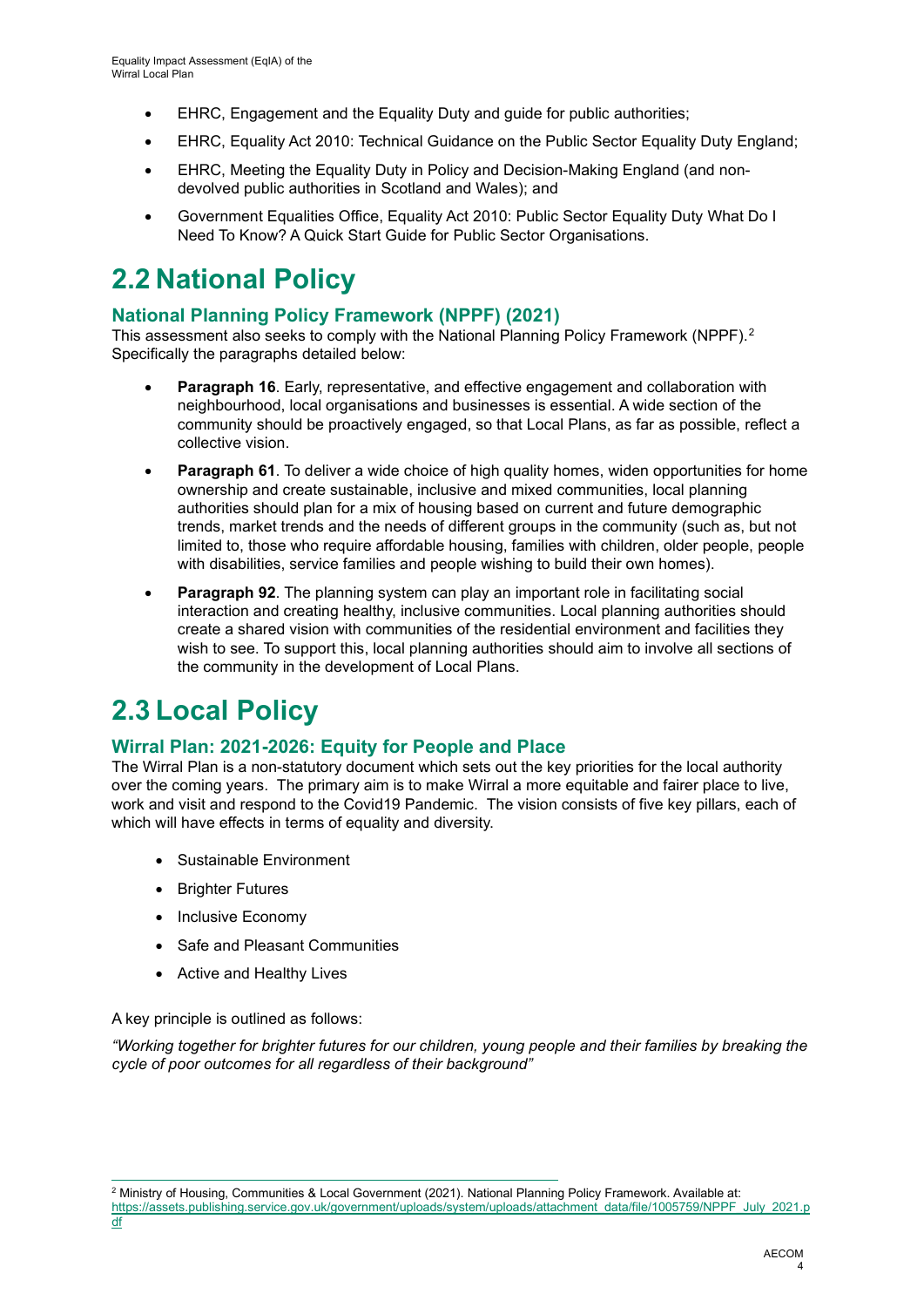- EHRC, Engagement and the Equality Duty and guide for public authorities;
- EHRC, Equality Act 2010: Technical Guidance on the Public Sector Equality Duty England;
- EHRC, Meeting the Equality Duty in Policy and Decision-Making England (and non-devolved public authorities in Scotland and Wales); and
- Government Equalities Office, Equality Act 2010: Public Sector Equality Duty What Do I Need To Know? A Quick Start Guide for Public Sector Organisations.

# 2.2 National Policy

### National Planning Policy Framework (NPPF) (2021)

This assessment also seeks to comply with the National Planning Policy Framework (NPPF).[2] Specifically the paragraphs detailed below:

- **Paragraph 16**. Early, representative, and effective engagement and collaboration with neighbourhood, local organisations and businesses is essential. A wide section of the community should be proactively engaged, so that Local Plans, as far as possible, reflect a collective vision.
- **Paragraph 61**. To deliver a wide choice of high quality homes, widen opportunities for home ownership and create sustainable, inclusive and mixed communities, local planning authorities should plan for a mix of housing based on current and future demographic trends, market trends and the needs of different groups in the community (such as, but not limited to, those who require affordable housing, families with children, older people, people with disabilities, service families and people wishing to build their own homes).
- **Paragraph 92**. The planning system can play an important role in facilitating social interaction and creating healthy, inclusive communities. Local planning authorities should create a shared vision with communities of the residential environment and facilities they wish to see. To support this, local planning authorities should aim to involve all sections of the community in the development of Local Plans.

# 2.3 Local Policy

### Wirral Plan: 2021-2026: Equity for People and Place

The Wirral Plan is a non-statutory document which sets out the key priorities for the local authority over the coming years. The primary aim is to make Wirral a more equitable and fairer place to live, work and visit and respond to the Covid19 Pandemic. The vision consists of five key pillars, each of which will have effects in terms of equality and diversity.

- Sustainable Environment
- Brighter Futures
- Inclusive Economy
- Safe and Pleasant Communities
- Active and Healthy Lives

A key principle is outlined as follows:

*"Working together for brighter futures for our children, young people and their families by breaking the cycle of poor outcomes for all regardless of their background"*

[2] Ministry of Housing, Communities & Local Government (2021). National Planning Policy Framework. Available at: https://assets.publishing.service.gov.uk/government/uploads/system/uploads/attachment_data/file/1005759/NPPF_July_2021.pdf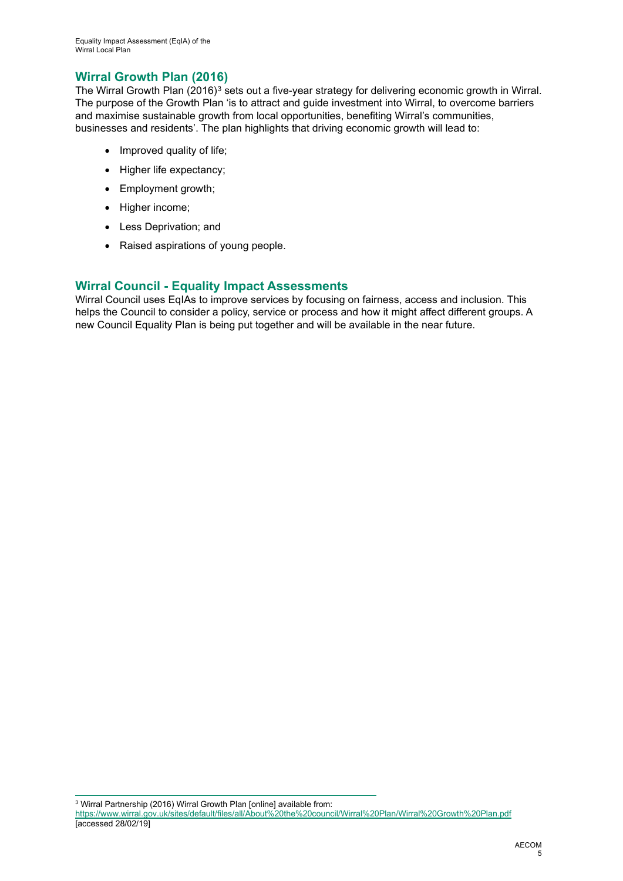## Wirral Growth Plan (2016)

The Wirral Growth Plan (2016)[3] sets out a five-year strategy for delivering economic growth in Wirral. The purpose of the Growth Plan 'is to attract and guide investment into Wirral, to overcome barriers and maximise sustainable growth from local opportunities, benefiting Wirral's communities, businesses and residents'. The plan highlights that driving economic growth will lead to:

- Improved quality of life;
- Higher life expectancy;
- Employment growth;
- Higher income;
- Less Deprivation; and
- Raised aspirations of young people.

## Wirral Council - Equality Impact Assessments

Wirral Council uses EqIAs to improve services by focusing on fairness, access and inclusion. This helps the Council to consider a policy, service or process and how it might affect different groups. A new Council Equality Plan is being put together and will be available in the near future.

---

[3] Wirral Partnership (2016) Wirral Growth Plan [online] available from: https://www.wirral.gov.uk/sites/default/files/all/About%20the%20council/Wirral%20Plan/Wirral%20Growth%20Plan.pdf [accessed 28/02/19]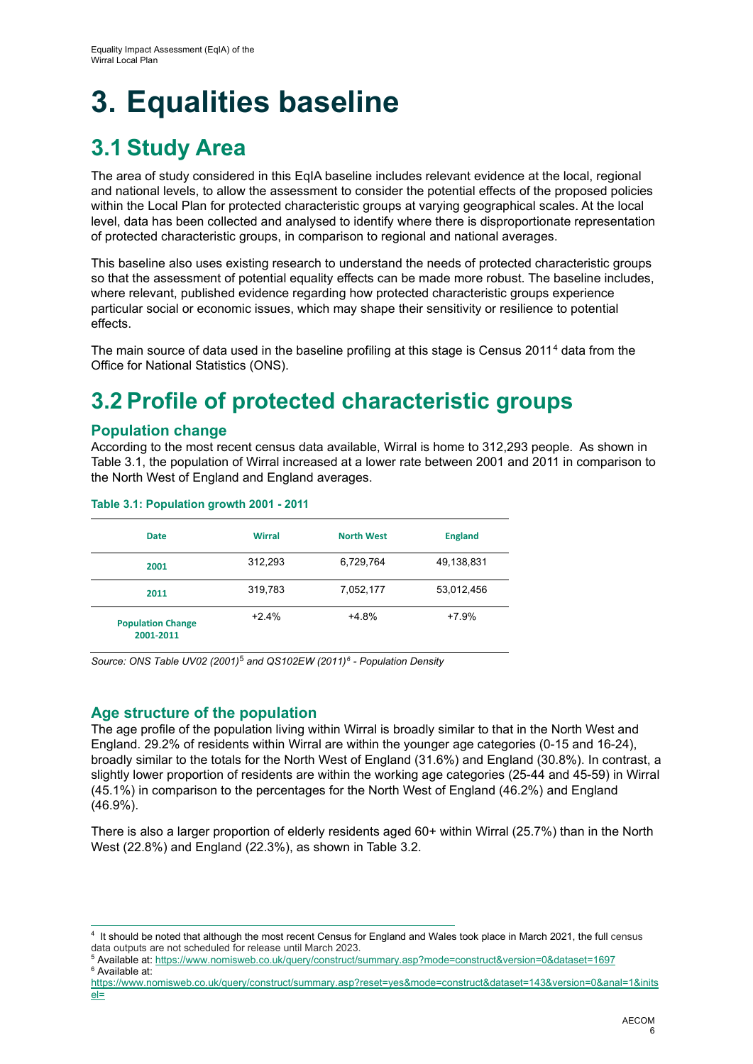# 3. Equalities baseline

## 3.1 Study Area

The area of study considered in this EqIA baseline includes relevant evidence at the local, regional and national levels, to allow the assessment to consider the potential effects of the proposed policies within the Local Plan for protected characteristic groups at varying geographical scales. At the local level, data has been collected and analysed to identify where there is disproportionate representation of protected characteristic groups, in comparison to regional and national averages.

This baseline also uses existing research to understand the needs of protected characteristic groups so that the assessment of potential equality effects can be made more robust. The baseline includes, where relevant, published evidence regarding how protected characteristic groups experience particular social or economic issues, which may shape their sensitivity or resilience to potential effects.

The main source of data used in the baseline profiling at this stage is Census 2011[4] data from the Office for National Statistics (ONS).

## 3.2 Profile of protected characteristic groups

### Population change

According to the most recent census data available, Wirral is home to 312,293 people. As shown in Table 3.1, the population of Wirral increased at a lower rate between 2001 and 2011 in comparison to the North West of England and England averages.

**Table 3.1: Population growth 2001 - 2011**

| Date | Wirral | North West | England |
|---|---|---|---|
| **2001** | 312,293 | 6,729,764 | 49,138,831 |
| **2011** | 319,783 | 7,052,177 | 53,012,456 |
| **Population Change 2001-2011** | +2.4% | +4.8% | +7.9% |

*Source: ONS Table UV02 (2001)[5] and QS102EW (2011)[6] - Population Density*

### Age structure of the population

The age profile of the population living within Wirral is broadly similar to that in the North West and England. 29.2% of residents within Wirral are within the younger age categories (0-15 and 16-24), broadly similar to the totals for the North West of England (31.6%) and England (30.8%). In contrast, a slightly lower proportion of residents are within the working age categories (25-44 and 45-59) in Wirral (45.1%) in comparison to the percentages for the North West of England (46.2%) and England (46.9%).

There is also a larger proportion of elderly residents aged 60+ within Wirral (25.7%) than in the North West (22.8%) and England (22.3%), as shown in Table 3.2.

---

[4] It should be noted that although the most recent Census for England and Wales took place in March 2021, the full census data outputs are not scheduled for release until March 2023.

[5] Available at: https://www.nomisweb.co.uk/query/construct/summary.asp?mode=construct&version=0&dataset=1697

[6] Available at: https://www.nomisweb.co.uk/query/construct/summary.asp?reset=yes&mode=construct&dataset=143&version=0&anal=1&initsel=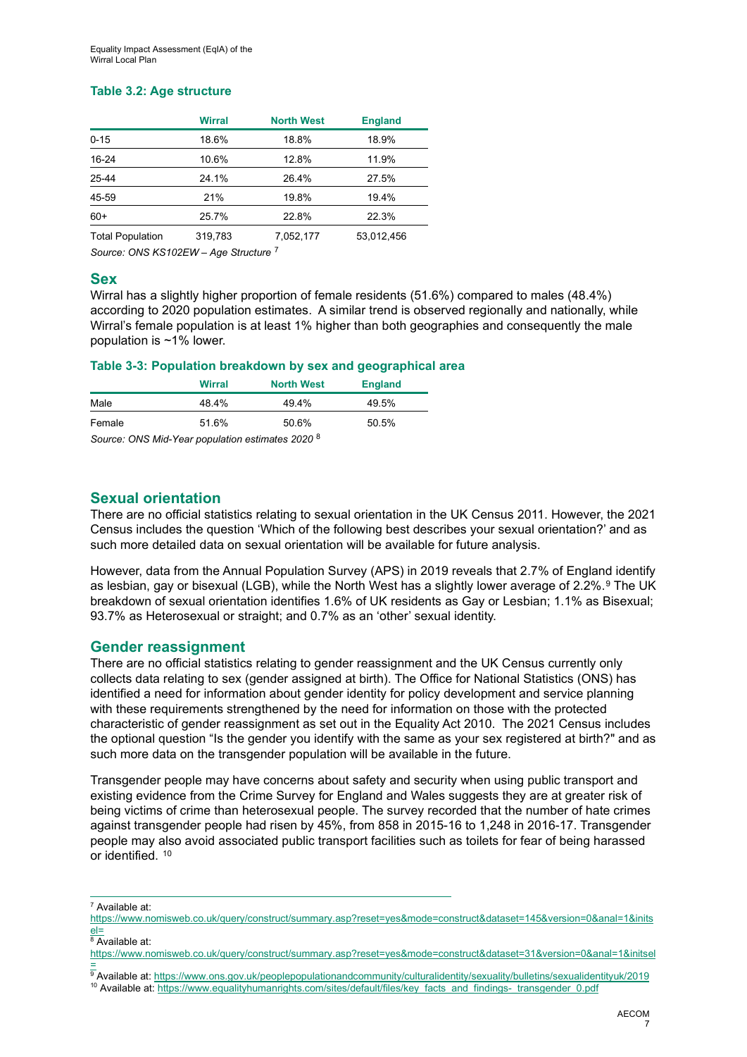**Table 3.2: Age structure**

| | Wirral | North West | England |
|---|---|---|---|
| 0-15 | 18.6% | 18.8% | 18.9% |
| 16-24 | 10.6% | 12.8% | 11.9% |
| 25-44 | 24.1% | 26.4% | 27.5% |
| 45-59 | 21% | 19.8% | 19.4% |
| 60+ | 25.7% | 22.8% | 22.3% |
| Total Population | 319,783 | 7,052,177 | 53,012,456 |

*Source: ONS KS102EW – Age Structure* [7]

## Sex

Wirral has a slightly higher proportion of female residents (51.6%) compared to males (48.4%) according to 2020 population estimates. A similar trend is observed regionally and nationally, while Wirral's female population is at least 1% higher than both geographies and consequently the male population is ~1% lower.

**Table 3-3: Population breakdown by sex and geographical area**

| | Wirral | North West | England |
|---|---|---|---|
| Male | 48.4% | 49.4% | 49.5% |
| Female | 51.6% | 50.6% | 50.5% |

*Source: ONS Mid-Year population estimates 2020* [8]

## Sexual orientation

There are no official statistics relating to sexual orientation in the UK Census 2011. However, the 2021 Census includes the question 'Which of the following best describes your sexual orientation?' and as such more detailed data on sexual orientation will be available for future analysis.

However, data from the Annual Population Survey (APS) in 2019 reveals that 2.7% of England identify as lesbian, gay or bisexual (LGB), while the North West has a slightly lower average of 2.2%.[9] The UK breakdown of sexual orientation identifies 1.6% of UK residents as Gay or Lesbian; 1.1% as Bisexual; 93.7% as Heterosexual or straight; and 0.7% as an 'other' sexual identity.

## Gender reassignment

There are no official statistics relating to gender reassignment and the UK Census currently only collects data relating to sex (gender assigned at birth). The Office for National Statistics (ONS) has identified a need for information about gender identity for policy development and service planning with these requirements strengthened by the need for information on those with the protected characteristic of gender reassignment as set out in the Equality Act 2010. The 2021 Census includes the optional question "Is the gender you identify with the same as your sex registered at birth?" and as such more data on the transgender population will be available in the future.

Transgender people may have concerns about safety and security when using public transport and existing evidence from the Crime Survey for England and Wales suggests they are at greater risk of being victims of crime than heterosexual people. The survey recorded that the number of hate crimes against transgender people had risen by 45%, from 858 in 2015-16 to 1,248 in 2016-17. Transgender people may also avoid associated public transport facilities such as toilets for fear of being harassed or identified. [10]

---

[7] Available at: https://www.nomisweb.co.uk/query/construct/summary.asp?reset=yes&mode=construct&dataset=145&version=0&anal=1&initsel=

[8] Available at: https://www.nomisweb.co.uk/query/construct/summary.asp?reset=yes&mode=construct&dataset=31&version=0&anal=1&initsel=

[9] Available at: https://www.ons.gov.uk/peoplepopulationandcommunity/culturalidentity/sexuality/bulletins/sexualidentityuk/2019

[10] Available at: https://www.equalityhumanrights.com/sites/default/files/key_facts_and_findings-_transgender_0.pdf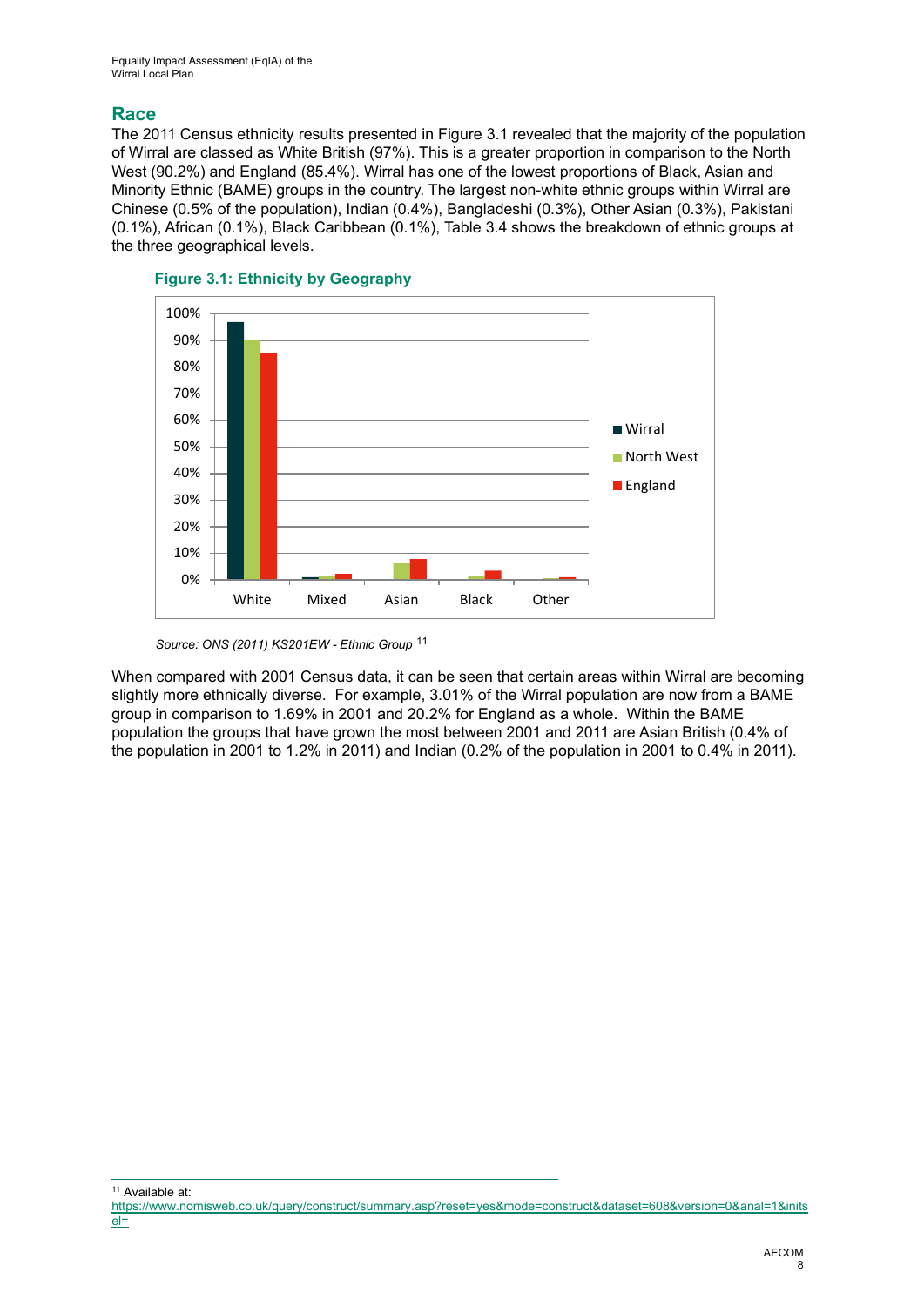## Race

The 2011 Census ethnicity results presented in Figure 3.1 revealed that the majority of the population of Wirral are classed as White British (97%). This is a greater proportion in comparison to the North West (90.2%) and England (85.4%). Wirral has one of the lowest proportions of Black, Asian and Minority Ethnic (BAME) groups in the country. The largest non-white ethnic groups within Wirral are Chinese (0.5% of the population), Indian (0.4%), Bangladeshi (0.3%), Other Asian (0.3%), Pakistani (0.1%), African (0.1%), Black Caribbean (0.1%), Table 3.4 shows the breakdown of ethnic groups at the three geographical levels.

**Figure 3.1: Ethnicity by Geography**

*Source: ONS (2011) KS201EW - Ethnic Group* [11]

When compared with 2001 Census data, it can be seen that certain areas within Wirral are becoming slightly more ethnically diverse. For example, 3.01% of the Wirral population are now from a BAME group in comparison to 1.69% in 2001 and 20.2% for England as a whole. Within the BAME population the groups that have grown the most between 2001 and 2011 are Asian British (0.4% of the population in 2001 to 1.2% in 2011) and Indian (0.2% of the population in 2001 to 0.4% in 2011).

[11] Available at: https://www.nomisweb.co.uk/query/construct/summary.asp?reset=yes&mode=construct&dataset=608&version=0&anal=1&initsel=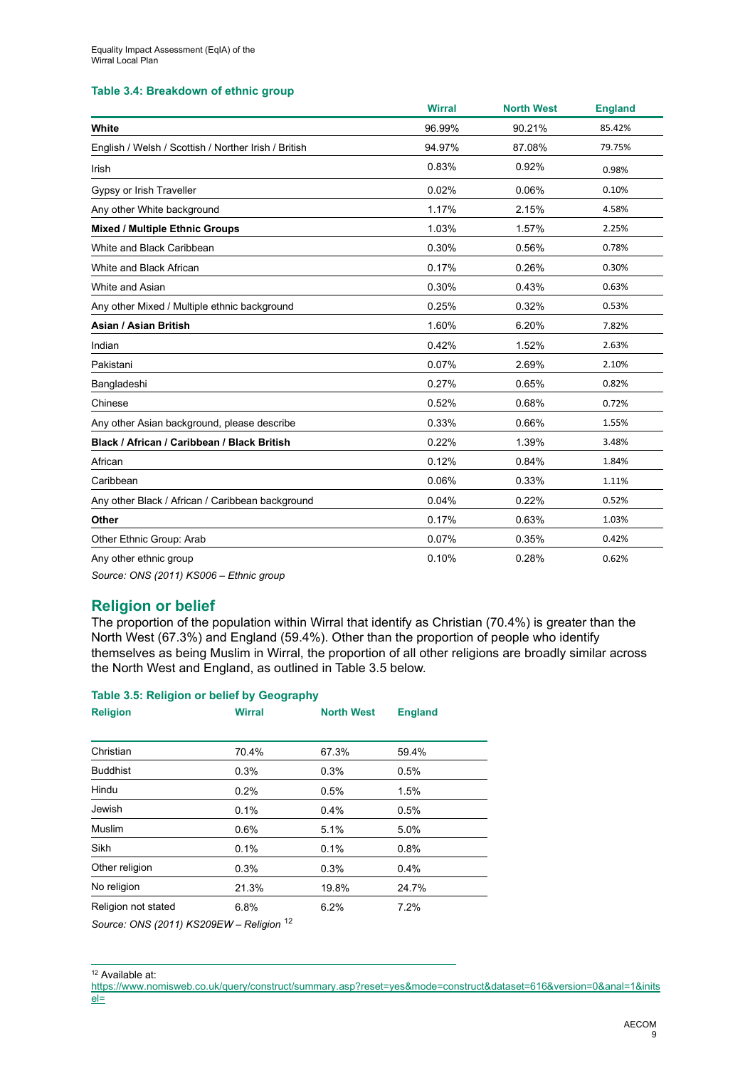**Table 3.4: Breakdown of ethnic group**

| | Wirral | North West | England |
|---|---|---|---|
| **White** | 96.99% | 90.21% | 85.42% |
| English / Welsh / Scottish / Norther Irish / British | 94.97% | 87.08% | 79.75% |
| Irish | 0.83% | 0.92% | 0.98% |
| Gypsy or Irish Traveller | 0.02% | 0.06% | 0.10% |
| Any other White background | 1.17% | 2.15% | 4.58% |
| **Mixed / Multiple Ethnic Groups** | 1.03% | 1.57% | 2.25% |
| White and Black Caribbean | 0.30% | 0.56% | 0.78% |
| White and Black African | 0.17% | 0.26% | 0.30% |
| White and Asian | 0.30% | 0.43% | 0.63% |
| Any other Mixed / Multiple ethnic background | 0.25% | 0.32% | 0.53% |
| **Asian / Asian British** | 1.60% | 6.20% | 7.82% |
| Indian | 0.42% | 1.52% | 2.63% |
| Pakistani | 0.07% | 2.69% | 2.10% |
| Bangladeshi | 0.27% | 0.65% | 0.82% |
| Chinese | 0.52% | 0.68% | 0.72% |
| Any other Asian background, please describe | 0.33% | 0.66% | 1.55% |
| **Black / African / Caribbean / Black British** | 0.22% | 1.39% | 3.48% |
| African | 0.12% | 0.84% | 1.84% |
| Caribbean | 0.06% | 0.33% | 1.11% |
| Any other Black / African / Caribbean background | 0.04% | 0.22% | 0.52% |
| **Other** | 0.17% | 0.63% | 1.03% |
| Other Ethnic Group: Arab | 0.07% | 0.35% | 0.42% |
| Any other ethnic group | 0.10% | 0.28% | 0.62% |

*Source: ONS (2011) KS006 – Ethnic group*

## Religion or belief

The proportion of the population within Wirral that identify as Christian (70.4%) is greater than the North West (67.3%) and England (59.4%). Other than the proportion of people who identify themselves as being Muslim in Wirral, the proportion of all other religions are broadly similar across the North West and England, as outlined in Table 3.5 below.

**Table 3.5: Religion or belief by Geography**

| Religion | Wirral | North West | England |
|---|---|---|---|
| Christian | 70.4% | 67.3% | 59.4% |
| Buddhist | 0.3% | 0.3% | 0.5% |
| Hindu | 0.2% | 0.5% | 1.5% |
| Jewish | 0.1% | 0.4% | 0.5% |
| Muslim | 0.6% | 5.1% | 5.0% |
| Sikh | 0.1% | 0.1% | 0.8% |
| Other religion | 0.3% | 0.3% | 0.4% |
| No religion | 21.3% | 19.8% | 24.7% |
| Religion not stated | 6.8% | 6.2% | 7.2% |

*Source: ONS (2011) KS209EW – Religion* [12]

[12] Available at: https://www.nomisweb.co.uk/query/construct/summary.asp?reset=yes&mode=construct&dataset=616&version=0&anal=1&initsel=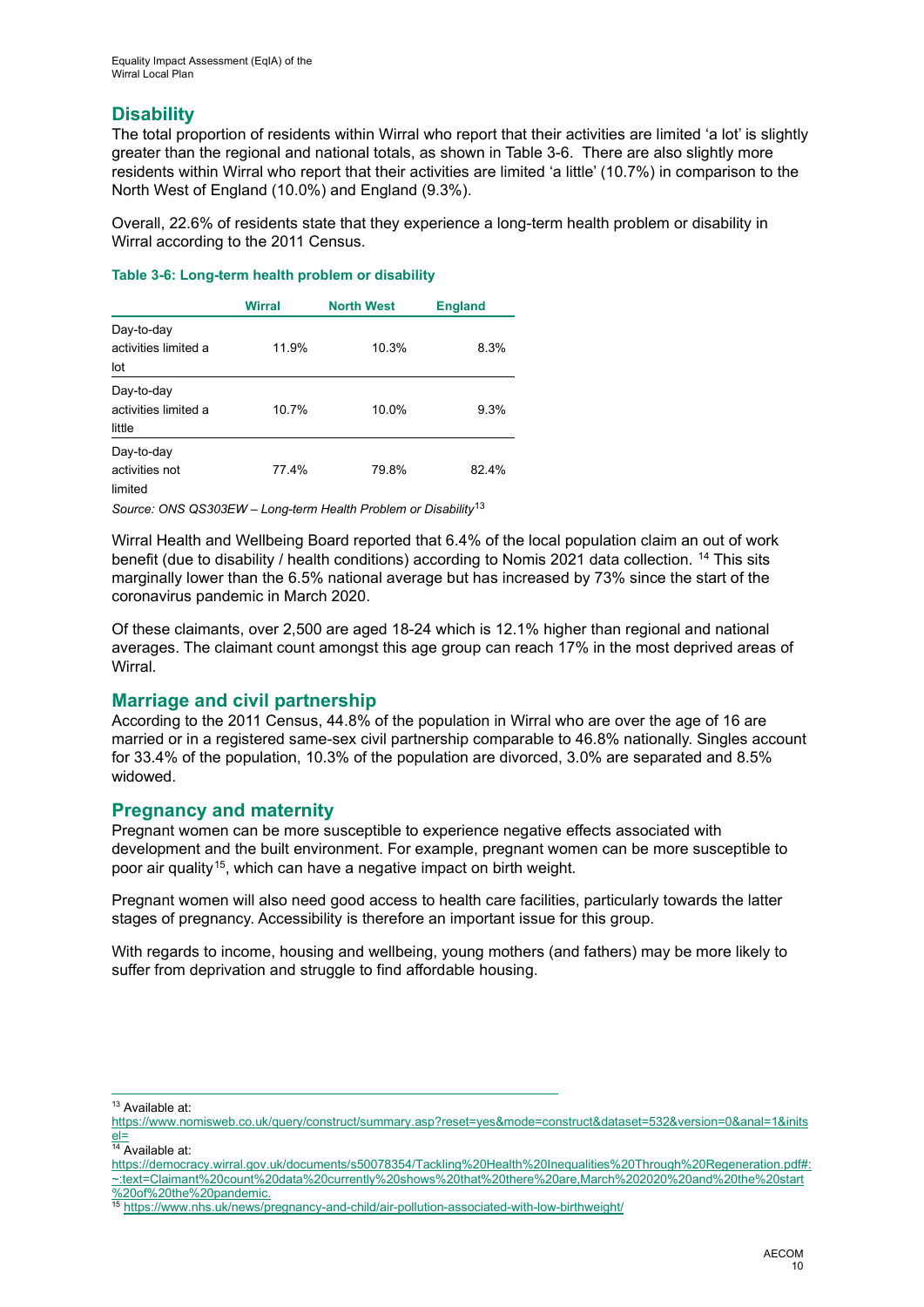## Disability

The total proportion of residents within Wirral who report that their activities are limited 'a lot' is slightly greater than the regional and national totals, as shown in Table 3-6. There are also slightly more residents within Wirral who report that their activities are limited 'a little' (10.7%) in comparison to the North West of England (10.0%) and England (9.3%).

Overall, 22.6% of residents state that they experience a long-term health problem or disability in Wirral according to the 2011 Census.

**Table 3-6: Long-term health problem or disability**

| | Wirral | North West | England |
|---|---|---|---|
| Day-to-day activities limited a lot | 11.9% | 10.3% | 8.3% |
| Day-to-day activities limited a little | 10.7% | 10.0% | 9.3% |
| Day-to-day activities not limited | 77.4% | 79.8% | 82.4% |

*Source: ONS QS303EW – Long-term Health Problem or Disability*[13]

Wirral Health and Wellbeing Board reported that 6.4% of the local population claim an out of work benefit (due to disability / health conditions) according to Nomis 2021 data collection. [14] This sits marginally lower than the 6.5% national average but has increased by 73% since the start of the coronavirus pandemic in March 2020.

Of these claimants, over 2,500 are aged 18-24 which is 12.1% higher than regional and national averages. The claimant count amongst this age group can reach 17% in the most deprived areas of Wirral.

## Marriage and civil partnership

According to the 2011 Census, 44.8% of the population in Wirral who are over the age of 16 are married or in a registered same-sex civil partnership comparable to 46.8% nationally. Singles account for 33.4% of the population, 10.3% of the population are divorced, 3.0% are separated and 8.5% widowed.

## Pregnancy and maternity

Pregnant women can be more susceptible to experience negative effects associated with development and the built environment. For example, pregnant women can be more susceptible to poor air quality[15], which can have a negative impact on birth weight.

Pregnant women will also need good access to health care facilities, particularly towards the latter stages of pregnancy. Accessibility is therefore an important issue for this group.

With regards to income, housing and wellbeing, young mothers (and fathers) may be more likely to suffer from deprivation and struggle to find affordable housing.

---

[13] Available at: https://www.nomisweb.co.uk/query/construct/summary.asp?reset=yes&mode=construct&dataset=532&version=0&anal=1&initsel=

[14] Available at: https://democracy.wirral.gov.uk/documents/s50078354/Tackling%20Health%20Inequalities%20Through%20Regeneration.pdf#:~:text=Claimant%20count%20data%20currently%20shows%20that%20there%20are,March%202020%20and%20the%20start%20of%20the%20pandemic.

[15] https://www.nhs.uk/news/pregnancy-and-child/air-pollution-associated-with-low-birthweight/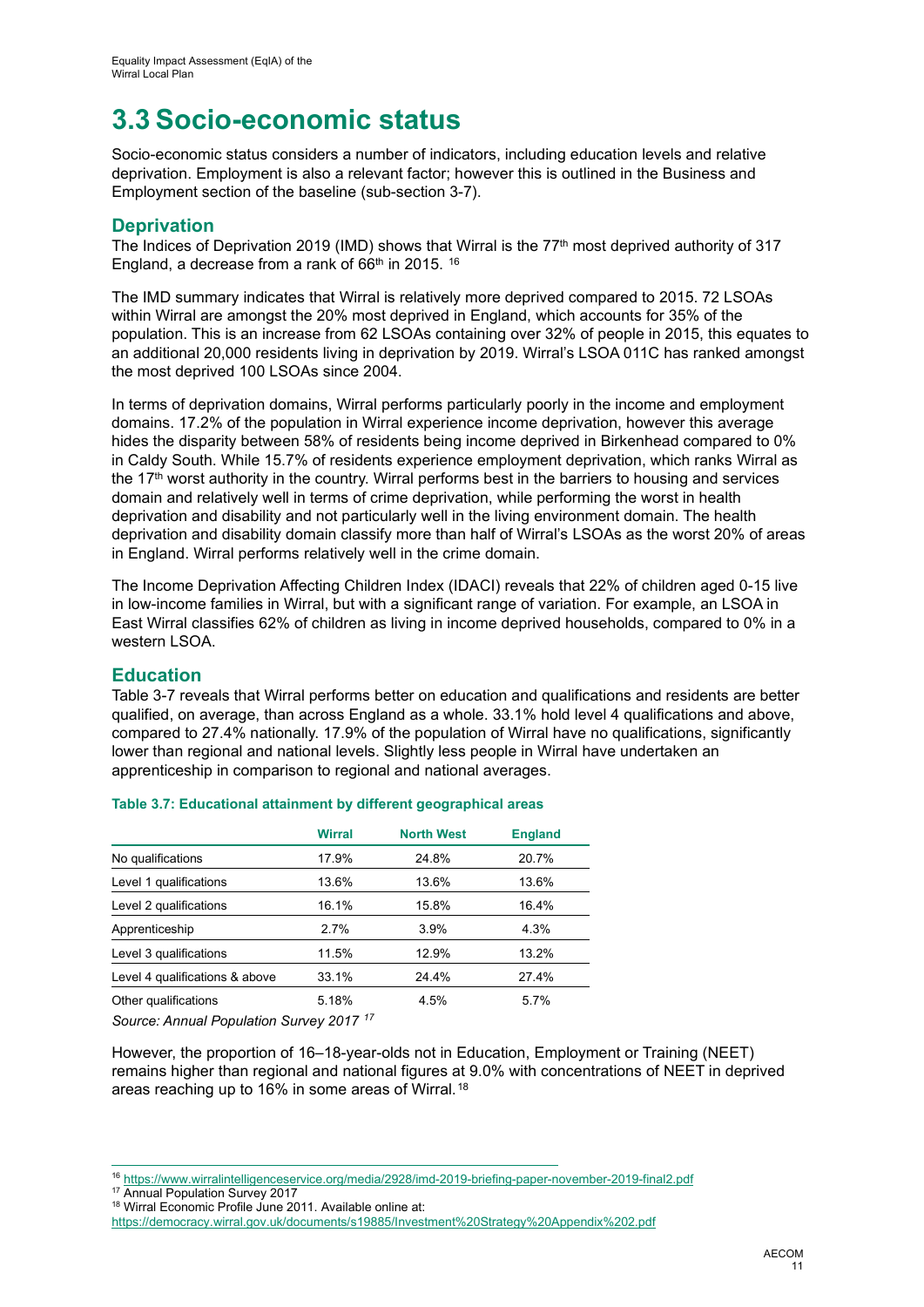# 3.3 Socio-economic status

Socio-economic status considers a number of indicators, including education levels and relative deprivation. Employment is also a relevant factor; however this is outlined in the Business and Employment section of the baseline (sub-section 3-7).

## Deprivation

The Indices of Deprivation 2019 (IMD) shows that Wirral is the 77th most deprived authority of 317 England, a decrease from a rank of 66th in 2015. [16]

The IMD summary indicates that Wirral is relatively more deprived compared to 2015. 72 LSOAs within Wirral are amongst the 20% most deprived in England, which accounts for 35% of the population. This is an increase from 62 LSOAs containing over 32% of people in 2015, this equates to an additional 20,000 residents living in deprivation by 2019. Wirral's LSOA 011C has ranked amongst the most deprived 100 LSOAs since 2004.

In terms of deprivation domains, Wirral performs particularly poorly in the income and employment domains. 17.2% of the population in Wirral experience income deprivation, however this average hides the disparity between 58% of residents being income deprived in Birkenhead compared to 0% in Caldy South. While 15.7% of residents experience employment deprivation, which ranks Wirral as the 17th worst authority in the country. Wirral performs best in the barriers to housing and services domain and relatively well in terms of crime deprivation, while performing the worst in health deprivation and disability and not particularly well in the living environment domain. The health deprivation and disability domain classify more than half of Wirral's LSOAs as the worst 20% of areas in England. Wirral performs relatively well in the crime domain.

The Income Deprivation Affecting Children Index (IDACI) reveals that 22% of children aged 0-15 live in low-income families in Wirral, but with a significant range of variation. For example, an LSOA in East Wirral classifies 62% of children as living in income deprived households, compared to 0% in a western LSOA.

## Education

Table 3-7 reveals that Wirral performs better on education and qualifications and residents are better qualified, on average, than across England as a whole. 33.1% hold level 4 qualifications and above, compared to 27.4% nationally. 17.9% of the population of Wirral have no qualifications, significantly lower than regional and national levels. Slightly less people in Wirral have undertaken an apprenticeship in comparison to regional and national averages.

**Table 3.7: Educational attainment by different geographical areas**

| | Wirral | North West | England |
|---|---|---|---|
| No qualifications | 17.9% | 24.8% | 20.7% |
| Level 1 qualifications | 13.6% | 13.6% | 13.6% |
| Level 2 qualifications | 16.1% | 15.8% | 16.4% |
| Apprenticeship | 2.7% | 3.9% | 4.3% |
| Level 3 qualifications | 11.5% | 12.9% | 13.2% |
| Level 4 qualifications & above | 33.1% | 24.4% | 27.4% |
| Other qualifications | 5.18% | 4.5% | 5.7% |

*Source: Annual Population Survey 2017 [17]*

However, the proportion of 16–18-year-olds not in Education, Employment or Training (NEET) remains higher than regional and national figures at 9.0% with concentrations of NEET in deprived areas reaching up to 16% in some areas of Wirral. [18]

---

[16] https://www.wirralintelligenceservice.org/media/2928/imd-2019-briefing-paper-november-2019-final2.pdf

[17] Annual Population Survey 2017

[18] Wirral Economic Profile June 2011. Available online at: https://democracy.wirral.gov.uk/documents/s19885/Investment%20Strategy%20Appendix%202.pdf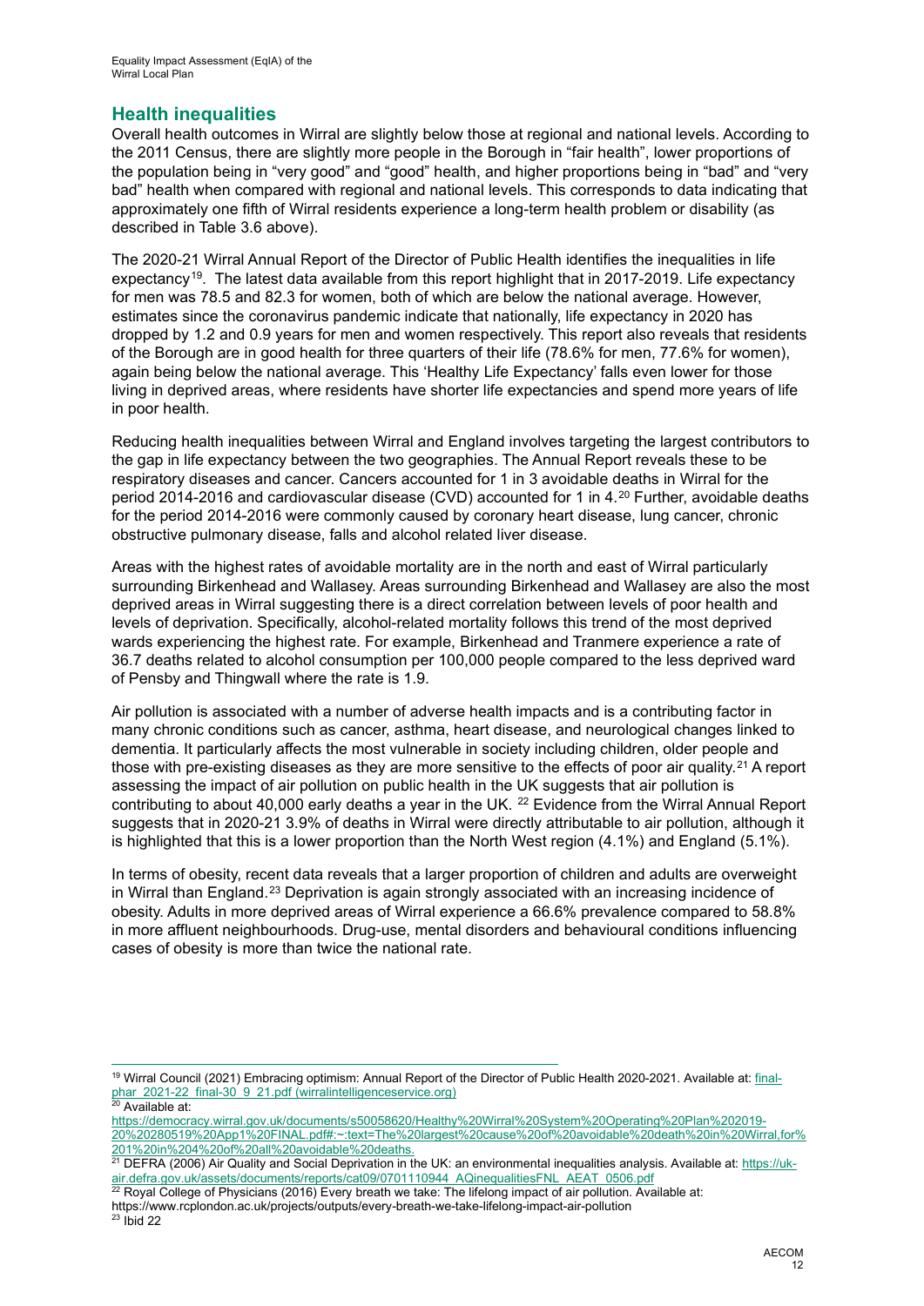## Health inequalities

Overall health outcomes in Wirral are slightly below those at regional and national levels. According to the 2011 Census, there are slightly more people in the Borough in "fair health", lower proportions of the population being in "very good" and "good" health, and higher proportions being in "bad" and "very bad" health when compared with regional and national levels. This corresponds to data indicating that approximately one fifth of Wirral residents experience a long-term health problem or disability (as described in Table 3.6 above).

The 2020-21 Wirral Annual Report of the Director of Public Health identifies the inequalities in life expectancy[19]. The latest data available from this report highlight that in 2017-2019. Life expectancy for men was 78.5 and 82.3 for women, both of which are below the national average. However, estimates since the coronavirus pandemic indicate that nationally, life expectancy in 2020 has dropped by 1.2 and 0.9 years for men and women respectively. This report also reveals that residents of the Borough are in good health for three quarters of their life (78.6% for men, 77.6% for women), again being below the national average. This 'Healthy Life Expectancy' falls even lower for those living in deprived areas, where residents have shorter life expectancies and spend more years of life in poor health.

Reducing health inequalities between Wirral and England involves targeting the largest contributors to the gap in life expectancy between the two geographies. The Annual Report reveals these to be respiratory diseases and cancer. Cancers accounted for 1 in 3 avoidable deaths in Wirral for the period 2014-2016 and cardiovascular disease (CVD) accounted for 1 in 4.[20] Further, avoidable deaths for the period 2014-2016 were commonly caused by coronary heart disease, lung cancer, chronic obstructive pulmonary disease, falls and alcohol related liver disease.

Areas with the highest rates of avoidable mortality are in the north and east of Wirral particularly surrounding Birkenhead and Wallasey. Areas surrounding Birkenhead and Wallasey are also the most deprived areas in Wirral suggesting there is a direct correlation between levels of poor health and levels of deprivation. Specifically, alcohol-related mortality follows this trend of the most deprived wards experiencing the highest rate. For example, Birkenhead and Tranmere experience a rate of 36.7 deaths related to alcohol consumption per 100,000 people compared to the less deprived ward of Pensby and Thingwall where the rate is 1.9.

Air pollution is associated with a number of adverse health impacts and is a contributing factor in many chronic conditions such as cancer, asthma, heart disease, and neurological changes linked to dementia. It particularly affects the most vulnerable in society including children, older people and those with pre-existing diseases as they are more sensitive to the effects of poor air quality.[21] A report assessing the impact of air pollution on public health in the UK suggests that air pollution is contributing to about 40,000 early deaths a year in the UK. [22] Evidence from the Wirral Annual Report suggests that in 2020-21 3.9% of deaths in Wirral were directly attributable to air pollution, although it is highlighted that this is a lower proportion than the North West region (4.1%) and England (5.1%).

In terms of obesity, recent data reveals that a larger proportion of children and adults are overweight in Wirral than England.[23] Deprivation is again strongly associated with an increasing incidence of obesity. Adults in more deprived areas of Wirral experience a 66.6% prevalence compared to 58.8% in more affluent neighbourhoods. Drug-use, mental disorders and behavioural conditions influencing cases of obesity is more than twice the national rate.

---

[19] Wirral Council (2021) Embracing optimism: Annual Report of the Director of Public Health 2020-2021. Available at: final-phar_2021-22_final-30_9_21.pdf (wirralintelligenceservice.org)

[20] Available at: https://democracy.wirral.gov.uk/documents/s50058620/Healthy%20Wirral%20System%20Operating%20Plan%202019-20%20280519%20App1%20FINAL.pdf#:~:text=The%20largest%20cause%20of%20avoidable%20death%20in%20Wirral,for%201%20in%204%20of%20all%20avoidable%20deaths.

[21] DEFRA (2006) Air Quality and Social Deprivation in the UK: an environmental inequalities analysis. Available at: https://uk-air.defra.gov.uk/assets/documents/reports/cat09/0701110944_AQinequalitiesFNL_AEAT_0506.pdf

[22] Royal College of Physicians (2016) Every breath we take: The lifelong impact of air pollution. Available at: https://www.rcplondon.ac.uk/projects/outputs/every-breath-we-take-lifelong-impact-air-pollution

[23] Ibid 22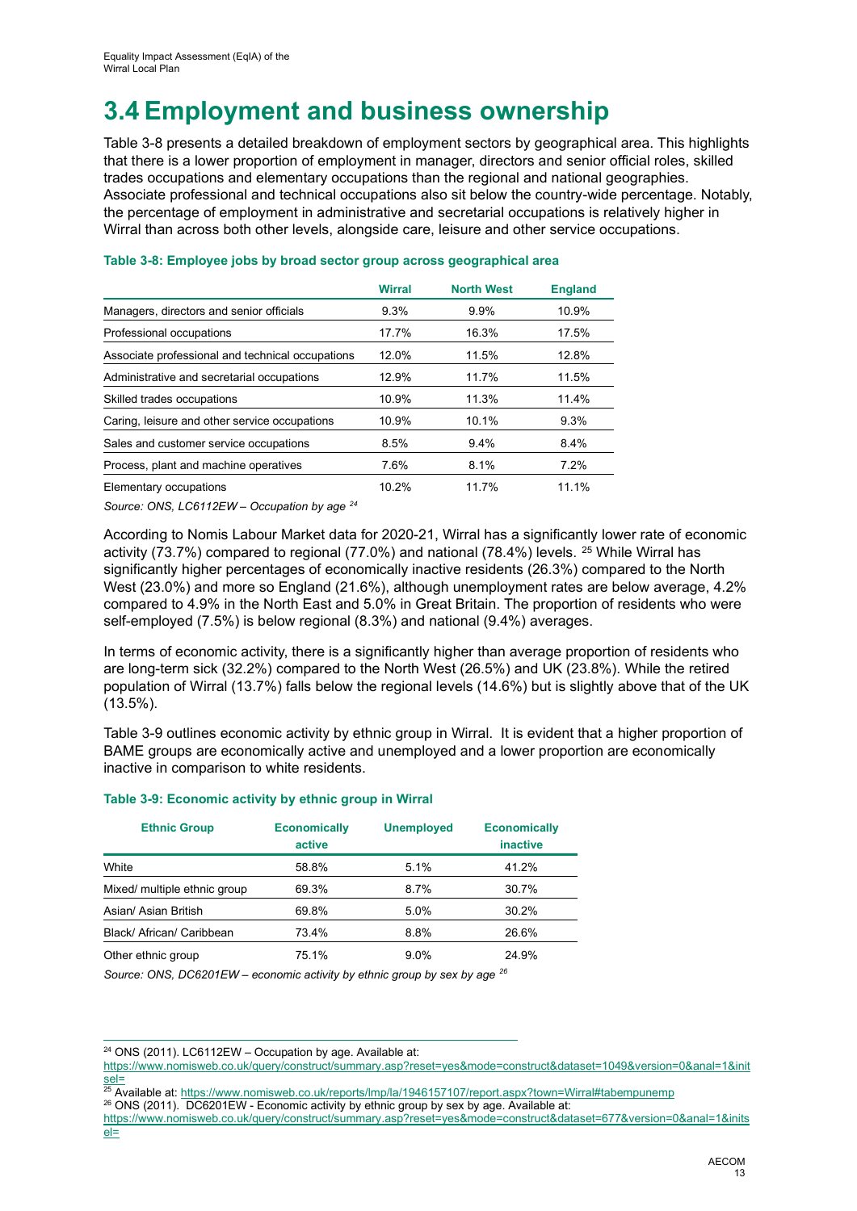# 3.4 Employment and business ownership

Table 3-8 presents a detailed breakdown of employment sectors by geographical area. This highlights that there is a lower proportion of employment in manager, directors and senior official roles, skilled trades occupations and elementary occupations than the regional and national geographies. Associate professional and technical occupations also sit below the country-wide percentage. Notably, the percentage of employment in administrative and secretarial occupations is relatively higher in Wirral than across both other levels, alongside care, leisure and other service occupations.

**Table 3-8: Employee jobs by broad sector group across geographical area**

| | Wirral | North West | England |
|---|---|---|---|
| Managers, directors and senior officials | 9.3% | 9.9% | 10.9% |
| Professional occupations | 17.7% | 16.3% | 17.5% |
| Associate professional and technical occupations | 12.0% | 11.5% | 12.8% |
| Administrative and secretarial occupations | 12.9% | 11.7% | 11.5% |
| Skilled trades occupations | 10.9% | 11.3% | 11.4% |
| Caring, leisure and other service occupations | 10.9% | 10.1% | 9.3% |
| Sales and customer service occupations | 8.5% | 9.4% | 8.4% |
| Process, plant and machine operatives | 7.6% | 8.1% | 7.2% |
| Elementary occupations | 10.2% | 11.7% | 11.1% |

*Source: ONS, LC6112EW – Occupation by age* [24]

According to Nomis Labour Market data for 2020-21, Wirral has a significantly lower rate of economic activity (73.7%) compared to regional (77.0%) and national (78.4%) levels. [25] While Wirral has significantly higher percentages of economically inactive residents (26.3%) compared to the North West (23.0%) and more so England (21.6%), although unemployment rates are below average, 4.2% compared to 4.9% in the North East and 5.0% in Great Britain. The proportion of residents who were self-employed (7.5%) is below regional (8.3%) and national (9.4%) averages.

In terms of economic activity, there is a significantly higher than average proportion of residents who are long-term sick (32.2%) compared to the North West (26.5%) and UK (23.8%). While the retired population of Wirral (13.7%) falls below the regional levels (14.6%) but is slightly above that of the UK (13.5%).

Table 3-9 outlines economic activity by ethnic group in Wirral. It is evident that a higher proportion of BAME groups are economically active and unemployed and a lower proportion are economically inactive in comparison to white residents.

**Table 3-9: Economic activity by ethnic group in Wirral**

| Ethnic Group | Economically active | Unemployed | Economically inactive |
|---|---|---|---|
| White | 58.8% | 5.1% | 41.2% |
| Mixed/ multiple ethnic group | 69.3% | 8.7% | 30.7% |
| Asian/ Asian British | 69.8% | 5.0% | 30.2% |
| Black/ African/ Caribbean | 73.4% | 8.8% | 26.6% |
| Other ethnic group | 75.1% | 9.0% | 24.9% |

*Source: ONS, DC6201EW – economic activity by ethnic group by sex by age* [26]

---

[24] ONS (2011). LC6112EW – Occupation by age. Available at: https://www.nomisweb.co.uk/query/construct/summary.asp?reset=yes&mode=construct&dataset=1049&version=0&anal=1&initsel=

[25] Available at: https://www.nomisweb.co.uk/reports/lmp/la/1946157107/report.aspx?town=Wirral#tabempunemp

[26] ONS (2011). DC6201EW - Economic activity by ethnic group by sex by age. Available at: https://www.nomisweb.co.uk/query/construct/summary.asp?reset=yes&mode=construct&dataset=677&version=0&anal=1&initsel=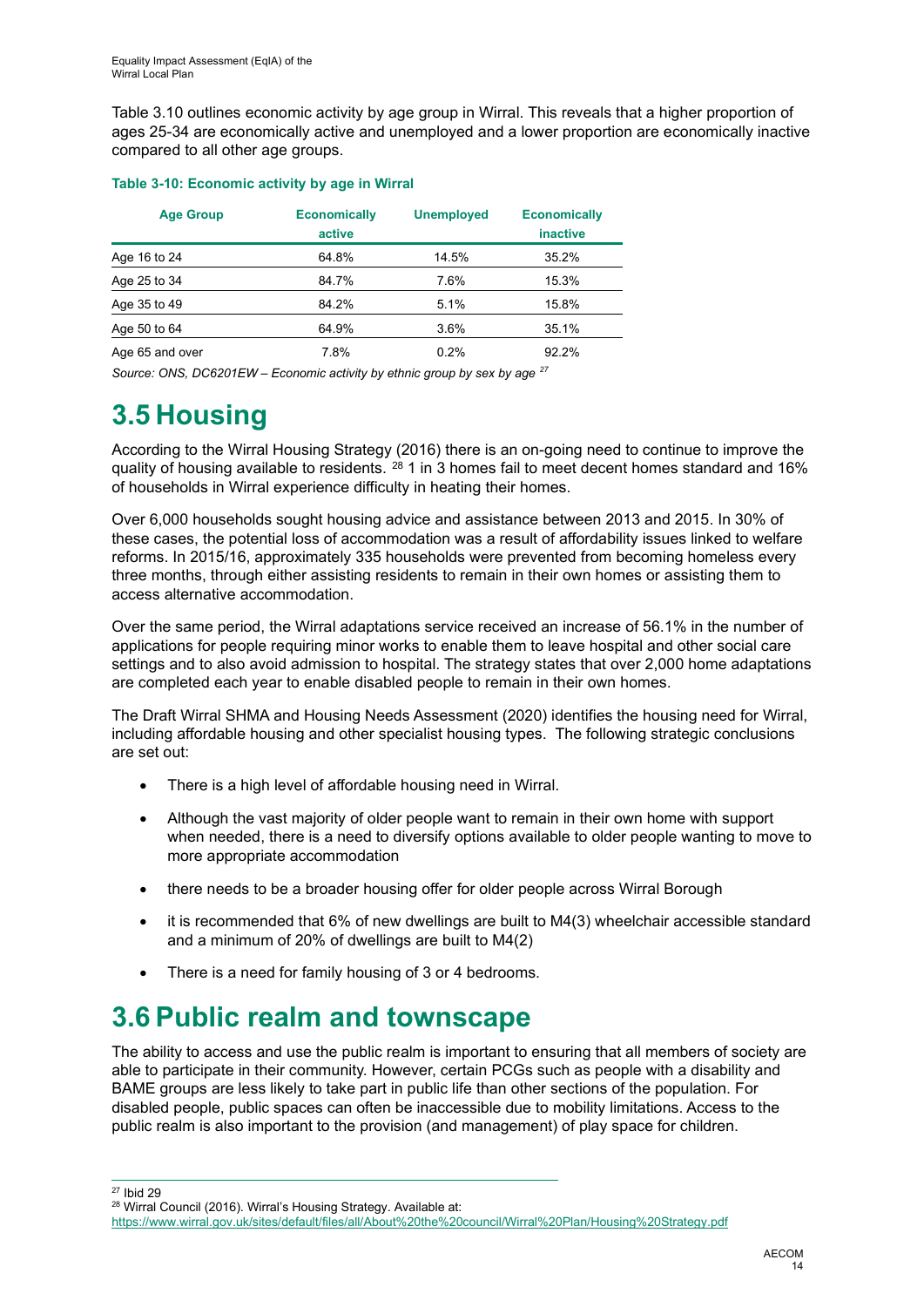Table 3.10 outlines economic activity by age group in Wirral. This reveals that a higher proportion of ages 25-34 are economically active and unemployed and a lower proportion are economically inactive compared to all other age groups.

**Table 3-10: Economic activity by age in Wirral**

| Age Group | Economically active | Unemployed | Economically inactive |
| --- | --- | --- | --- |
| Age 16 to 24 | 64.8% | 14.5% | 35.2% |
| Age 25 to 34 | 84.7% | 7.6% | 15.3% |
| Age 35 to 49 | 84.2% | 5.1% | 15.8% |
| Age 50 to 64 | 64.9% | 3.6% | 35.1% |
| Age 65 and over | 7.8% | 0.2% | 92.2% |

*Source: ONS, DC6201EW – Economic activity by ethnic group by sex by age* [27]

# 3.5 Housing

According to the Wirral Housing Strategy (2016) there is an on-going need to continue to improve the quality of housing available to residents. [28] 1 in 3 homes fail to meet decent homes standard and 16% of households in Wirral experience difficulty in heating their homes.

Over 6,000 households sought housing advice and assistance between 2013 and 2015. In 30% of these cases, the potential loss of accommodation was a result of affordability issues linked to welfare reforms. In 2015/16, approximately 335 households were prevented from becoming homeless every three months, through either assisting residents to remain in their own homes or assisting them to access alternative accommodation.

Over the same period, the Wirral adaptations service received an increase of 56.1% in the number of applications for people requiring minor works to enable them to leave hospital and other social care settings and to also avoid admission to hospital. The strategy states that over 2,000 home adaptations are completed each year to enable disabled people to remain in their own homes.

The Draft Wirral SHMA and Housing Needs Assessment (2020) identifies the housing need for Wirral, including affordable housing and other specialist housing types. The following strategic conclusions are set out:

- There is a high level of affordable housing need in Wirral.
- Although the vast majority of older people want to remain in their own home with support when needed, there is a need to diversify options available to older people wanting to move to more appropriate accommodation
- there needs to be a broader housing offer for older people across Wirral Borough
- it is recommended that 6% of new dwellings are built to M4(3) wheelchair accessible standard and a minimum of 20% of dwellings are built to M4(2)
- There is a need for family housing of 3 or 4 bedrooms.

# 3.6 Public realm and townscape

The ability to access and use the public realm is important to ensuring that all members of society are able to participate in their community. However, certain PCGs such as people with a disability and BAME groups are less likely to take part in public life than other sections of the population. For disabled people, public spaces can often be inaccessible due to mobility limitations. Access to the public realm is also important to the provision (and management) of play space for children.

---

[27] Ibid 29

[28] Wirral Council (2016). Wirral's Housing Strategy. Available at: https://www.wirral.gov.uk/sites/default/files/all/About%20the%20council/Wirral%20Plan/Housing%20Strategy.pdf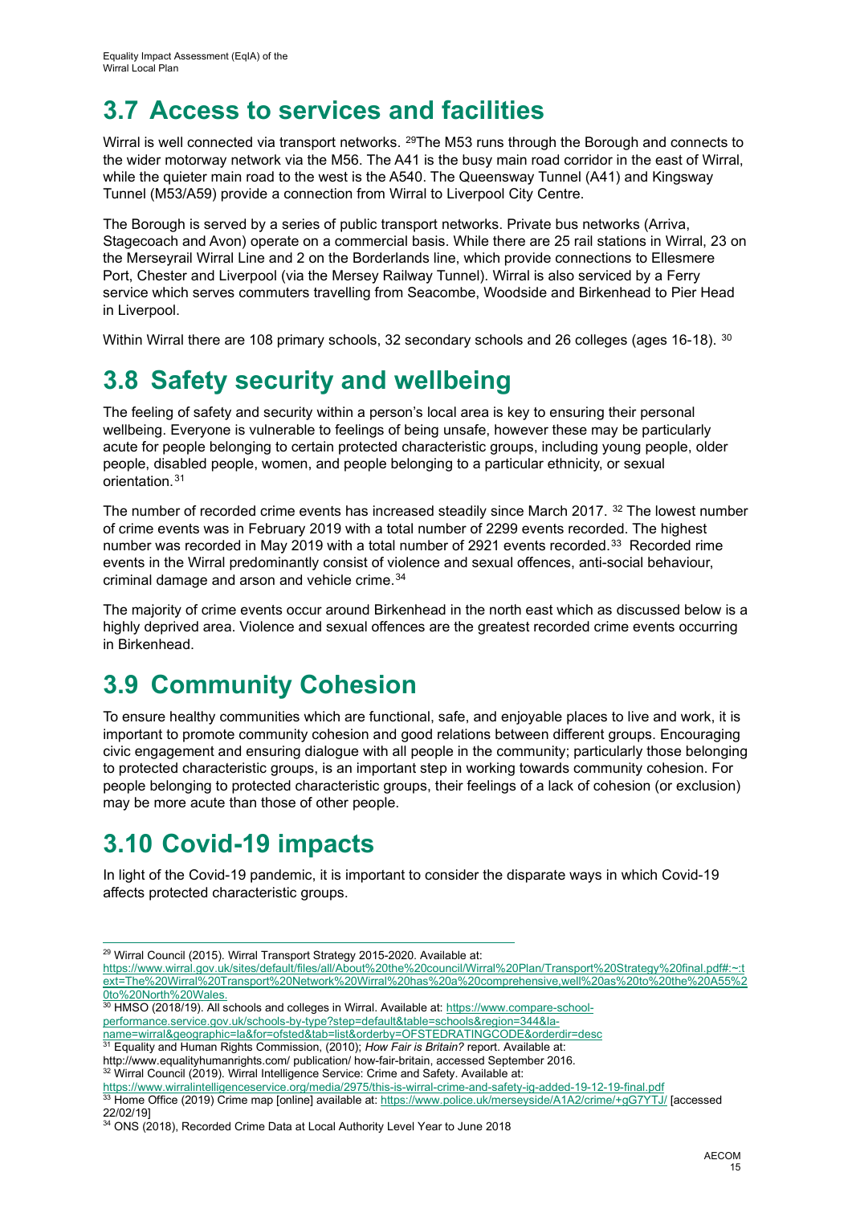## 3.7 Access to services and facilities

Wirral is well connected via transport networks. [29]The M53 runs through the Borough and connects to the wider motorway network via the M56. The A41 is the busy main road corridor in the east of Wirral, while the quieter main road to the west is the A540. The Queensway Tunnel (A41) and Kingsway Tunnel (M53/A59) provide a connection from Wirral to Liverpool City Centre.

The Borough is served by a series of public transport networks. Private bus networks (Arriva, Stagecoach and Avon) operate on a commercial basis. While there are 25 rail stations in Wirral, 23 on the Merseyrail Wirral Line and 2 on the Borderlands line, which provide connections to Ellesmere Port, Chester and Liverpool (via the Mersey Railway Tunnel). Wirral is also serviced by a Ferry service which serves commuters travelling from Seacombe, Woodside and Birkenhead to Pier Head in Liverpool.

Within Wirral there are 108 primary schools, 32 secondary schools and 26 colleges (ages 16-18). [30]

## 3.8 Safety security and wellbeing

The feeling of safety and security within a person's local area is key to ensuring their personal wellbeing. Everyone is vulnerable to feelings of being unsafe, however these may be particularly acute for people belonging to certain protected characteristic groups, including young people, older people, disabled people, women, and people belonging to a particular ethnicity, or sexual orientation.[31]

The number of recorded crime events has increased steadily since March 2017. [32] The lowest number of crime events was in February 2019 with a total number of 2299 events recorded. The highest number was recorded in May 2019 with a total number of 2921 events recorded.[33] Recorded rime events in the Wirral predominantly consist of violence and sexual offences, anti-social behaviour, criminal damage and arson and vehicle crime.[34]

The majority of crime events occur around Birkenhead in the north east which as discussed below is a highly deprived area. Violence and sexual offences are the greatest recorded crime events occurring in Birkenhead.

## 3.9 Community Cohesion

To ensure healthy communities which are functional, safe, and enjoyable places to live and work, it is important to promote community cohesion and good relations between different groups. Encouraging civic engagement and ensuring dialogue with all people in the community; particularly those belonging to protected characteristic groups, is an important step in working towards community cohesion. For people belonging to protected characteristic groups, their feelings of a lack of cohesion (or exclusion) may be more acute than those of other people.

## 3.10 Covid-19 impacts

In light of the Covid-19 pandemic, it is important to consider the disparate ways in which Covid-19 affects protected characteristic groups.

---

[29] Wirral Council (2015). Wirral Transport Strategy 2015-2020. Available at: https://www.wirral.gov.uk/sites/default/files/all/About%20the%20council/Wirral%20Plan/Transport%20Strategy%20final.pdf#:~:text=The%20Wirral%20Transport%20Network%20Wirral%20has%20a%20comprehensive,well%20as%20to%20the%20A55%20to%20North%20Wales.

[30] HMSO (2018/19). All schools and colleges in Wirral. Available at: https://www.compare-school-performance.service.gov.uk/schools-by-type?step=default&table=schools&region=344&la-name=wirral&geographic=la&for=ofsted&tab=list&orderby=OFSTEDRATINGCODE&orderdir=desc

[31] Equality and Human Rights Commission, (2010); *How Fair is Britain?* report. Available at: http://www.equalityhumanrights.com/ publication/ how-fair-britain, accessed September 2016.

[32] Wirral Council (2019). Wirral Intelligence Service: Crime and Safety. Available at: https://www.wirralintelligenceservice.org/media/2975/this-is-wirral-crime-and-safety-ig-added-19-12-19-final.pdf

[33] Home Office (2019) Crime map [online] available at: https://www.police.uk/merseyside/A1A2/crime/+gG7YTJ/ [accessed 22/02/19]

[34] ONS (2018), Recorded Crime Data at Local Authority Level Year to June 2018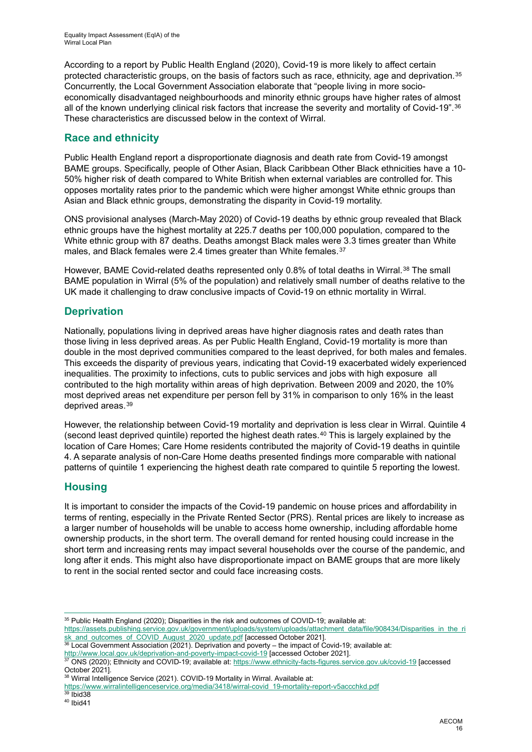According to a report by Public Health England (2020), Covid-19 is more likely to affect certain protected characteristic groups, on the basis of factors such as race, ethnicity, age and deprivation.[35] Concurrently, the Local Government Association elaborate that "people living in more socio-economically disadvantaged neighbourhoods and minority ethnic groups have higher rates of almost all of the known underlying clinical risk factors that increase the severity and mortality of Covid-19".[36] These characteristics are discussed below in the context of Wirral.

## Race and ethnicity

Public Health England report a disproportionate diagnosis and death rate from Covid-19 amongst BAME groups. Specifically, people of Other Asian, Black Caribbean Other Black ethnicities have a 10-50% higher risk of death compared to White British when external variables are controlled for. This opposes mortality rates prior to the pandemic which were higher amongst White ethnic groups than Asian and Black ethnic groups, demonstrating the disparity in Covid-19 mortality.

ONS provisional analyses (March-May 2020) of Covid-19 deaths by ethnic group revealed that Black ethnic groups have the highest mortality at 225.7 deaths per 100,000 population, compared to the White ethnic group with 87 deaths. Deaths amongst Black males were 3.3 times greater than White males, and Black females were 2.4 times greater than White females.[37]

However, BAME Covid-related deaths represented only 0.8% of total deaths in Wirral.[38] The small BAME population in Wirral (5% of the population) and relatively small number of deaths relative to the UK made it challenging to draw conclusive impacts of Covid-19 on ethnic mortality in Wirral.

## Deprivation

Nationally, populations living in deprived areas have higher diagnosis rates and death rates than those living in less deprived areas. As per Public Health England, Covid-19 mortality is more than double in the most deprived communities compared to the least deprived, for both males and females. This exceeds the disparity of previous years, indicating that Covid-19 exacerbated widely experienced inequalities. The proximity to infections, cuts to public services and jobs with high exposure all contributed to the high mortality within areas of high deprivation. Between 2009 and 2020, the 10% most deprived areas net expenditure per person fell by 31% in comparison to only 16% in the least deprived areas.[39]

However, the relationship between Covid-19 mortality and deprivation is less clear in Wirral. Quintile 4 (second least deprived quintile) reported the highest death rates.[40] This is largely explained by the location of Care Homes; Care Home residents contributed the majority of Covid-19 deaths in quintile 4. A separate analysis of non-Care Home deaths presented findings more comparable with national patterns of quintile 1 experiencing the highest death rate compared to quintile 5 reporting the lowest.

## Housing

It is important to consider the impacts of the Covid-19 pandemic on house prices and affordability in terms of renting, especially in the Private Rented Sector (PRS). Rental prices are likely to increase as a larger number of households will be unable to access home ownership, including affordable home ownership products, in the short term. The overall demand for rented housing could increase in the short term and increasing rents may impact several households over the course of the pandemic, and long after it ends. This might also have disproportionate impact on BAME groups that are more likely to rent in the social rented sector and could face increasing costs.

---

[35] Public Health England (2020); Disparities in the risk and outcomes of COVID-19; available at: https://assets.publishing.service.gov.uk/government/uploads/system/uploads/attachment_data/file/908434/Disparities_in_the_risk_and_outcomes_of_COVID_August_2020_update.pdf [accessed October 2021].

[36] Local Government Association (2021). Deprivation and poverty – the impact of Covid-19; available at: http://www.local.gov.uk/deprivation-and-poverty-impact-covid-19 [accessed October 2021].

[37] ONS (2020); Ethnicity and COVID-19; available at: https://www.ethnicity-facts-figures.service.gov.uk/covid-19 [accessed October 2021].

[38] Wirral Intelligence Service (2021). COVID-19 Mortality in Wirral. Available at: https://www.wirralintelligenceservice.org/media/3418/wirral-covid_19-mortality-report-v5accchkd.pdf

[39] Ibid38

[40] Ibid41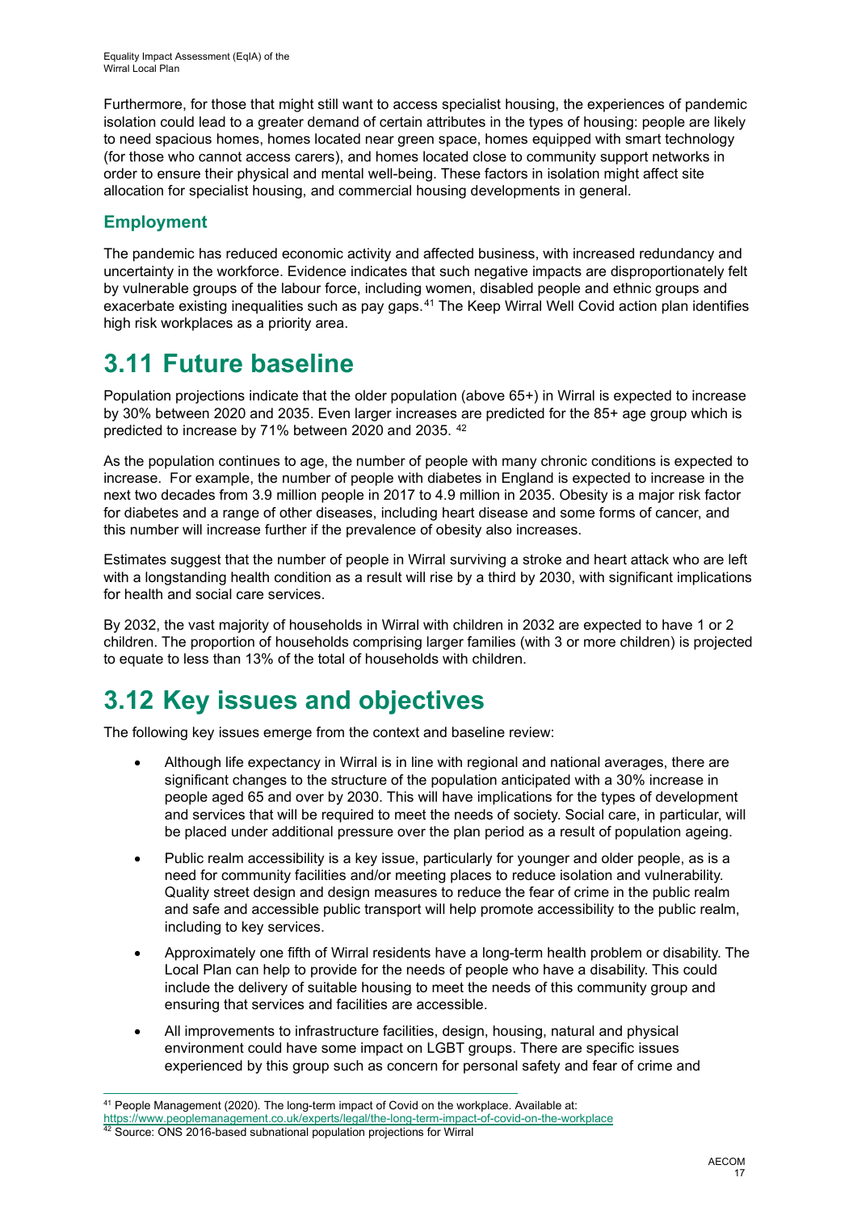Furthermore, for those that might still want to access specialist housing, the experiences of pandemic isolation could lead to a greater demand of certain attributes in the types of housing: people are likely to need spacious homes, homes located near green space, homes equipped with smart technology (for those who cannot access carers), and homes located close to community support networks in order to ensure their physical and mental well-being. These factors in isolation might affect site allocation for specialist housing, and commercial housing developments in general.

### Employment

The pandemic has reduced economic activity and affected business, with increased redundancy and uncertainty in the workforce. Evidence indicates that such negative impacts are disproportionately felt by vulnerable groups of the labour force, including women, disabled people and ethnic groups and exacerbate existing inequalities such as pay gaps.[41] The Keep Wirral Well Covid action plan identifies high risk workplaces as a priority area.

## 3.11 Future baseline

Population projections indicate that the older population (above 65+) in Wirral is expected to increase by 30% between 2020 and 2035. Even larger increases are predicted for the 85+ age group which is predicted to increase by 71% between 2020 and 2035. [42]

As the population continues to age, the number of people with many chronic conditions is expected to increase. For example, the number of people with diabetes in England is expected to increase in the next two decades from 3.9 million people in 2017 to 4.9 million in 2035. Obesity is a major risk factor for diabetes and a range of other diseases, including heart disease and some forms of cancer, and this number will increase further if the prevalence of obesity also increases.

Estimates suggest that the number of people in Wirral surviving a stroke and heart attack who are left with a longstanding health condition as a result will rise by a third by 2030, with significant implications for health and social care services.

By 2032, the vast majority of households in Wirral with children in 2032 are expected to have 1 or 2 children. The proportion of households comprising larger families (with 3 or more children) is projected to equate to less than 13% of the total of households with children.

## 3.12 Key issues and objectives

The following key issues emerge from the context and baseline review:

- Although life expectancy in Wirral is in line with regional and national averages, there are significant changes to the structure of the population anticipated with a 30% increase in people aged 65 and over by 2030. This will have implications for the types of development and services that will be required to meet the needs of society. Social care, in particular, will be placed under additional pressure over the plan period as a result of population ageing.
- Public realm accessibility is a key issue, particularly for younger and older people, as is a need for community facilities and/or meeting places to reduce isolation and vulnerability. Quality street design and design measures to reduce the fear of crime in the public realm and safe and accessible public transport will help promote accessibility to the public realm, including to key services.
- Approximately one fifth of Wirral residents have a long-term health problem or disability. The Local Plan can help to provide for the needs of people who have a disability. This could include the delivery of suitable housing to meet the needs of this community group and ensuring that services and facilities are accessible.
- All improvements to infrastructure facilities, design, housing, natural and physical environment could have some impact on LGBT groups. There are specific issues experienced by this group such as concern for personal safety and fear of crime and

[41] People Management (2020). The long-term impact of Covid on the workplace. Available at: https://www.peoplemanagement.co.uk/experts/legal/the-long-term-impact-of-covid-on-the-workplace

[42] Source: ONS 2016-based subnational population projections for Wirral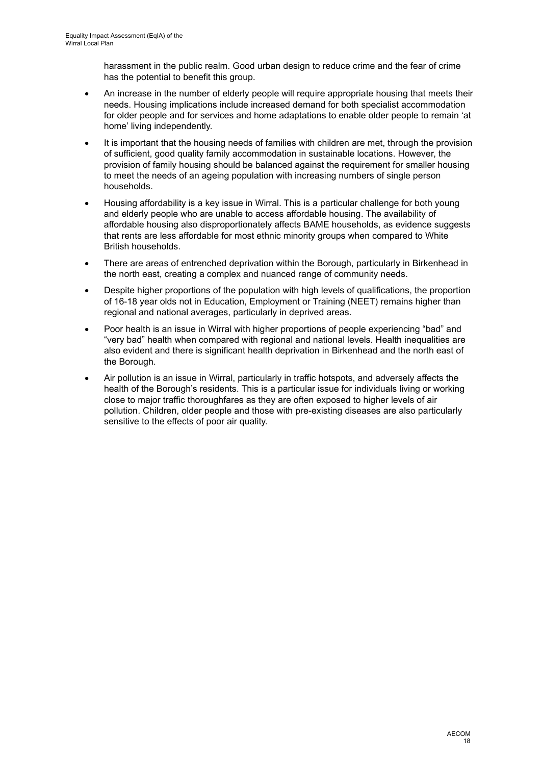harassment in the public realm. Good urban design to reduce crime and the fear of crime has the potential to benefit this group.

- An increase in the number of elderly people will require appropriate housing that meets their needs. Housing implications include increased demand for both specialist accommodation for older people and for services and home adaptations to enable older people to remain 'at home' living independently.
- It is important that the housing needs of families with children are met, through the provision of sufficient, good quality family accommodation in sustainable locations. However, the provision of family housing should be balanced against the requirement for smaller housing to meet the needs of an ageing population with increasing numbers of single person households.
- Housing affordability is a key issue in Wirral. This is a particular challenge for both young and elderly people who are unable to access affordable housing. The availability of affordable housing also disproportionately affects BAME households, as evidence suggests that rents are less affordable for most ethnic minority groups when compared to White British households.
- There are areas of entrenched deprivation within the Borough, particularly in Birkenhead in the north east, creating a complex and nuanced range of community needs.
- Despite higher proportions of the population with high levels of qualifications, the proportion of 16-18 year olds not in Education, Employment or Training (NEET) remains higher than regional and national averages, particularly in deprived areas.
- Poor health is an issue in Wirral with higher proportions of people experiencing "bad" and "very bad" health when compared with regional and national levels. Health inequalities are also evident and there is significant health deprivation in Birkenhead and the north east of the Borough.
- Air pollution is an issue in Wirral, particularly in traffic hotspots, and adversely affects the health of the Borough's residents. This is a particular issue for individuals living or working close to major traffic thoroughfares as they are often exposed to higher levels of air pollution. Children, older people and those with pre-existing diseases are also particularly sensitive to the effects of poor air quality.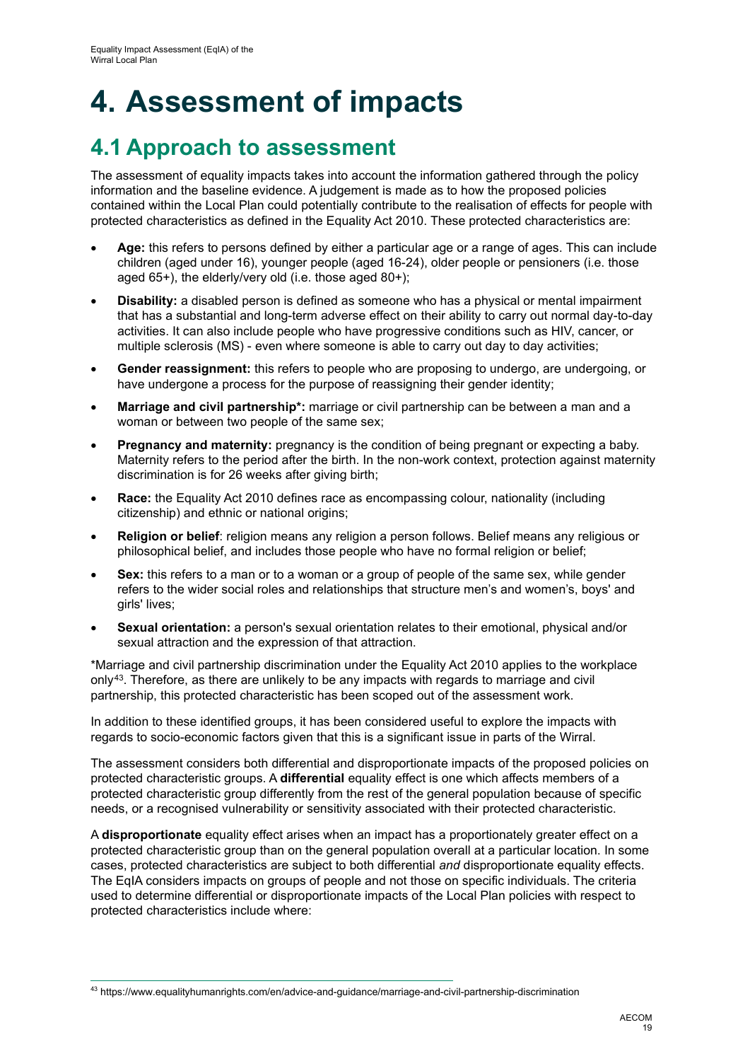# 4. Assessment of impacts

## 4.1 Approach to assessment

The assessment of equality impacts takes into account the information gathered through the policy information and the baseline evidence. A judgement is made as to how the proposed policies contained within the Local Plan could potentially contribute to the realisation of effects for people with protected characteristics as defined in the Equality Act 2010. These protected characteristics are:

- **Age:** this refers to persons defined by either a particular age or a range of ages. This can include children (aged under 16), younger people (aged 16-24), older people or pensioners (i.e. those aged 65+), the elderly/very old (i.e. those aged 80+);
- **Disability:** a disabled person is defined as someone who has a physical or mental impairment that has a substantial and long-term adverse effect on their ability to carry out normal day-to-day activities. It can also include people who have progressive conditions such as HIV, cancer, or multiple sclerosis (MS) - even where someone is able to carry out day to day activities;
- **Gender reassignment:** this refers to people who are proposing to undergo, are undergoing, or have undergone a process for the purpose of reassigning their gender identity;
- **Marriage and civil partnership*:** marriage or civil partnership can be between a man and a woman or between two people of the same sex;
- **Pregnancy and maternity:** pregnancy is the condition of being pregnant or expecting a baby. Maternity refers to the period after the birth. In the non-work context, protection against maternity discrimination is for 26 weeks after giving birth;
- **Race:** the Equality Act 2010 defines race as encompassing colour, nationality (including citizenship) and ethnic or national origins;
- **Religion or belief**: religion means any religion a person follows. Belief means any religious or philosophical belief, and includes those people who have no formal religion or belief;
- **Sex:** this refers to a man or to a woman or a group of people of the same sex, while gender refers to the wider social roles and relationships that structure men's and women's, boys' and girls' lives;
- **Sexual orientation:** a person's sexual orientation relates to their emotional, physical and/or sexual attraction and the expression of that attraction.

*Marriage and civil partnership discrimination under the Equality Act 2010 applies to the workplace only[43]. Therefore, as there are unlikely to be any impacts with regards to marriage and civil partnership, this protected characteristic has been scoped out of the assessment work.

In addition to these identified groups, it has been considered useful to explore the impacts with regards to socio-economic factors given that this is a significant issue in parts of the Wirral.

The assessment considers both differential and disproportionate impacts of the proposed policies on protected characteristic groups. A **differential** equality effect is one which affects members of a protected characteristic group differently from the rest of the general population because of specific needs, or a recognised vulnerability or sensitivity associated with their protected characteristic.

A **disproportionate** equality effect arises when an impact has a proportionately greater effect on a protected characteristic group than on the general population overall at a particular location. In some cases, protected characteristics are subject to both differential *and* disproportionate equality effects. The EqIA considers impacts on groups of people and not those on specific individuals. The criteria used to determine differential or disproportionate impacts of the Local Plan policies with respect to protected characteristics include where:

[43] https://www.equalityhumanrights.com/en/advice-and-guidance/marriage-and-civil-partnership-discrimination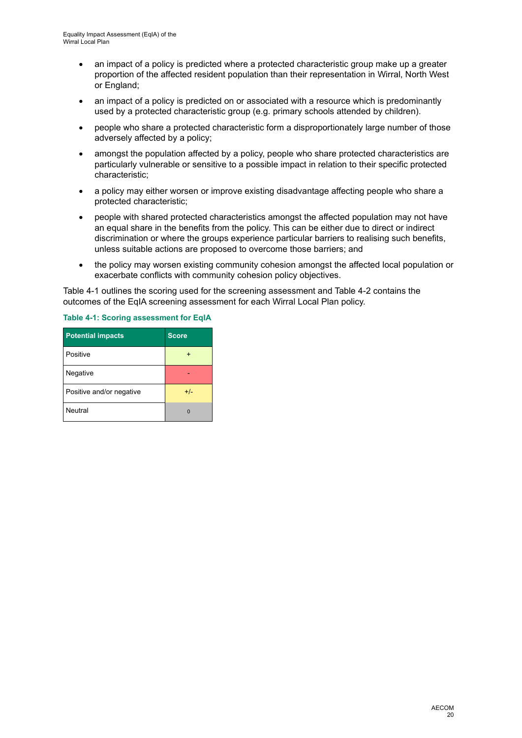- an impact of a policy is predicted where a protected characteristic group make up a greater proportion of the affected resident population than their representation in Wirral, North West or England;
- an impact of a policy is predicted on or associated with a resource which is predominantly used by a protected characteristic group (e.g. primary schools attended by children).
- people who share a protected characteristic form a disproportionately large number of those adversely affected by a policy;
- amongst the population affected by a policy, people who share protected characteristics are particularly vulnerable or sensitive to a possible impact in relation to their specific protected characteristic;
- a policy may either worsen or improve existing disadvantage affecting people who share a protected characteristic;
- people with shared protected characteristics amongst the affected population may not have an equal share in the benefits from the policy. This can be either due to direct or indirect discrimination or where the groups experience particular barriers to realising such benefits, unless suitable actions are proposed to overcome those barriers; and
- the policy may worsen existing community cohesion amongst the affected local population or exacerbate conflicts with community cohesion policy objectives.

Table 4-1 outlines the scoring used for the screening assessment and Table 4-2 contains the outcomes of the EqIA screening assessment for each Wirral Local Plan policy.

**Table 4-1: Scoring assessment for EqIA**

| Potential impacts | Score |
|---|---|
| Positive | + |
| Negative | - |
| Positive and/or negative | +/- |
| Neutral | 0 |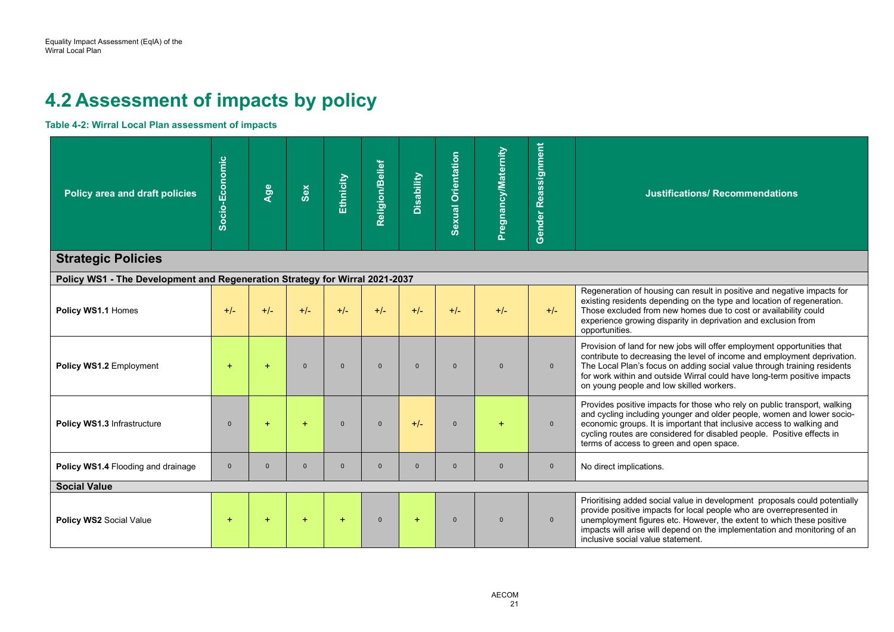# 4.2 Assessment of impacts by policy

**Table 4-2: Wirral Local Plan assessment of impacts**

| Policy area and draft policies | Socio-Economic | Age | Sex | Ethnicity | Religion/Belief | Disability | Sexual Orientation | Pregnancy/Maternity | Gender Reassignment | Justifications/ Recommendations |
|---|---|---|---|---|---|---|---|---|---|---|
| **Strategic Policies** | | | | | | | | | | |
| **Policy WS1 - The Development and Regeneration Strategy for Wirral 2021-2037** | | | | | | | | | | |
| **Policy WS1.1** Homes | +/- | +/- | +/- | +/- | +/- | +/- | +/- | +/- | +/- | Regeneration of housing can result in positive and negative impacts for existing residents depending on the type and location of regeneration. Those excluded from new homes due to cost or availability could experience growing disparity in deprivation and exclusion from opportunities. |
| **Policy WS1.2** Employment | + | + | 0 | 0 | 0 | 0 | 0 | 0 | 0 | Provision of land for new jobs will offer employment opportunities that contribute to decreasing the level of income and employment deprivation. The Local Plan's focus on adding social value through training residents for work within and outside Wirral could have long-term positive impacts on young people and low skilled workers. |
| **Policy WS1.3** Infrastructure | 0 | + | + | 0 | 0 | +/- | 0 | + | 0 | Provides positive impacts for those who rely on public transport, walking and cycling including younger and older people, women and lower socio-economic groups. It is important that inclusive access to walking and cycling routes are considered for disabled people. Positive effects in terms of access to green and open space. |
| **Policy WS1.4** Flooding and drainage | 0 | 0 | 0 | 0 | 0 | 0 | 0 | 0 | 0 | No direct implications. |
| **Social Value** | | | | | | | | | | |
| **Policy WS2** Social Value | + | + | + | + | 0 | + | 0 | 0 | 0 | Prioritising added social value in development proposals could potentially provide positive impacts for local people who are overrepresented in unemployment figures etc. However, the extent to which these positive impacts will arise will depend on the implementation and monitoring of an inclusive social value statement. |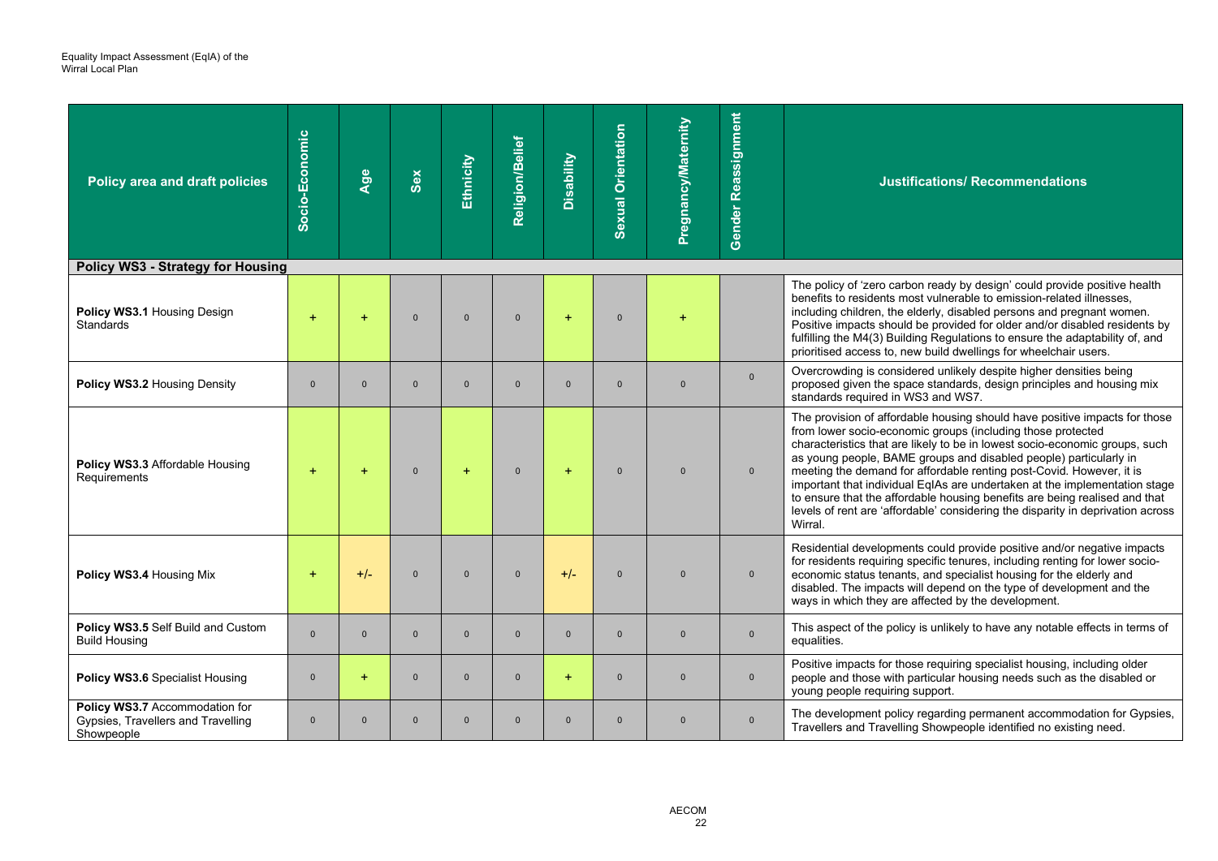| Policy area and draft policies | Socio-Economic | Age | Sex | Ethnicity | Religion/Belief | Disability | Sexual Orientation | Pregnancy/Maternity | Gender Reassignment | Justifications/ Recommendations |
|---|---|---|---|---|---|---|---|---|---|---|
| **Policy WS3 - Strategy for Housing** | | | | | | | | | | |
| **Policy WS3.1** Housing Design Standards | + | + | 0 | 0 | 0 | + | 0 | + | | The policy of 'zero carbon ready by design' could provide positive health benefits to residents most vulnerable to emission-related illnesses, including children, the elderly, disabled persons and pregnant women. Positive impacts should be provided for older and/or disabled residents by fulfilling the M4(3) Building Regulations to ensure the adaptability of, and prioritised access to, new build dwellings for wheelchair users. |
| **Policy WS3.2** Housing Density | 0 | 0 | 0 | 0 | 0 | 0 | 0 | 0 | 0 | Overcrowding is considered unlikely despite higher densities being proposed given the space standards, design principles and housing mix standards required in WS3 and WS7. |
| **Policy WS3.3** Affordable Housing Requirements | + | + | 0 | + | 0 | + | 0 | 0 | 0 | The provision of affordable housing should have positive impacts for those from lower socio-economic groups (including those protected characteristics that are likely to be in lowest socio-economic groups, such as young people, BAME groups and disabled people) particularly in meeting the demand for affordable renting post-Covid. However, it is important that individual EqIAs are undertaken at the implementation stage to ensure that the affordable housing benefits are being realised and that levels of rent are 'affordable' considering the disparity in deprivation across Wirral. |
| **Policy WS3.4** Housing Mix | + | +/- | 0 | 0 | 0 | +/- | 0 | 0 | 0 | Residential developments could provide positive and/or negative impacts for residents requiring specific tenures, including renting for lower socio-economic status tenants, and specialist housing for the elderly and disabled. The impacts will depend on the type of development and the ways in which they are affected by the development. |
| **Policy WS3.5** Self Build and Custom Build Housing | 0 | 0 | 0 | 0 | 0 | 0 | 0 | 0 | 0 | This aspect of the policy is unlikely to have any notable effects in terms of equalities. |
| **Policy WS3.6** Specialist Housing | 0 | + | 0 | 0 | 0 | + | 0 | 0 | 0 | Positive impacts for those requiring specialist housing, including older people and those with particular housing needs such as the disabled or young people requiring support. |
| **Policy WS3.7** Accommodation for Gypsies, Travellers and Travelling Showpeople | 0 | 0 | 0 | 0 | 0 | 0 | 0 | 0 | 0 | The development policy regarding permanent accommodation for Gypsies, Travellers and Travelling Showpeople identified no existing need. |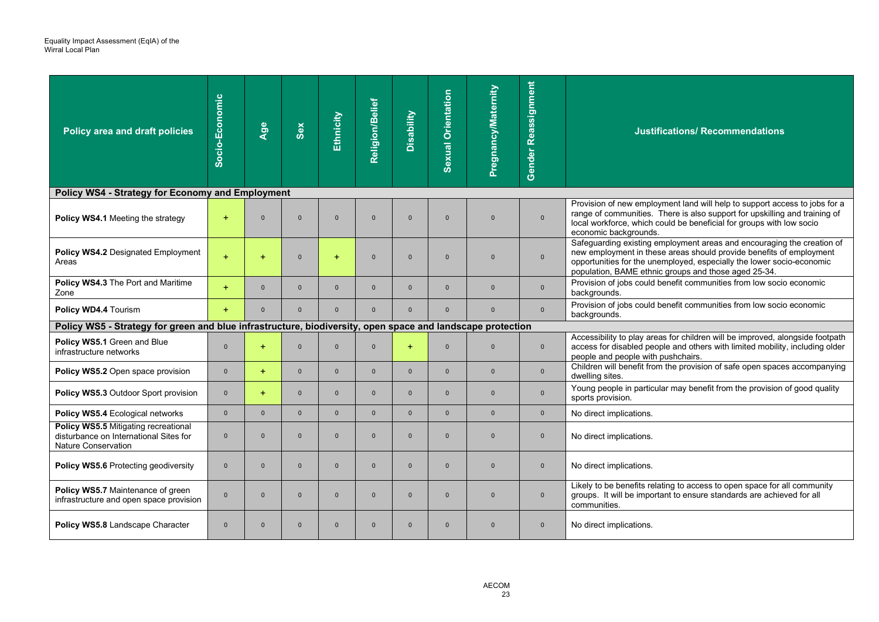| Policy area and draft policies | Socio-Economic | Age | Sex | Ethnicity | Religion/Belief | Disability | Sexual Orientation | Pregnancy/Maternity | Gender Reassignment | Justifications/ Recommendations |
|---|---|---|---|---|---|---|---|---|---|---|
| **Policy WS4 - Strategy for Economy and Employment** | | | | | | | | | | |
| **Policy WS4.1** Meeting the strategy | + | 0 | 0 | 0 | 0 | 0 | 0 | 0 | 0 | Provision of new employment land will help to support access to jobs for a range of communities. There is also support for upskilling and training of local workforce, which could be beneficial for groups with low socio economic backgrounds. |
| **Policy WS4.2** Designated Employment Areas | + | + | 0 | + | 0 | 0 | 0 | 0 | 0 | Safeguarding existing employment areas and encouraging the creation of new employment in these areas should provide benefits of employment opportunities for the unemployed, especially the lower socio-economic population, BAME ethnic groups and those aged 25-34. |
| **Policy WS4.3** The Port and Maritime Zone | + | 0 | 0 | 0 | 0 | 0 | 0 | 0 | 0 | Provision of jobs could benefit communities from low socio economic backgrounds. |
| **Policy WD4.4** Tourism | + | 0 | 0 | 0 | 0 | 0 | 0 | 0 | 0 | Provision of jobs could benefit communities from low socio economic backgrounds. |
| **Policy WS5 - Strategy for green and blue infrastructure, biodiversity, open space and landscape protection** | | | | | | | | | | |
| **Policy WS5.1** Green and Blue infrastructure networks | 0 | + | 0 | 0 | 0 | + | 0 | 0 | 0 | Accessibility to play areas for children will be improved, alongside footpath access for disabled people and others with limited mobility, including older people and people with pushchairs. |
| **Policy WS5.2** Open space provision | 0 | + | 0 | 0 | 0 | 0 | 0 | 0 | 0 | Children will benefit from the provision of safe open spaces accompanying dwelling sites. |
| **Policy WS5.3** Outdoor Sport provision | 0 | + | 0 | 0 | 0 | 0 | 0 | 0 | 0 | Young people in particular may benefit from the provision of good quality sports provision. |
| **Policy WS5.4** Ecological networks | 0 | 0 | 0 | 0 | 0 | 0 | 0 | 0 | 0 | No direct implications. |
| **Policy WS5.5** Mitigating recreational disturbance on International Sites for Nature Conservation | 0 | 0 | 0 | 0 | 0 | 0 | 0 | 0 | 0 | No direct implications. |
| **Policy WS5.6** Protecting geodiversity | 0 | 0 | 0 | 0 | 0 | 0 | 0 | 0 | 0 | No direct implications. |
| **Policy WS5.7** Maintenance of green infrastructure and open space provision | 0 | 0 | 0 | 0 | 0 | 0 | 0 | 0 | 0 | Likely to be benefits relating to access to open space for all community groups. It will be important to ensure standards are achieved for all communities. |
| **Policy WS5.8** Landscape Character | 0 | 0 | 0 | 0 | 0 | 0 | 0 | 0 | 0 | No direct implications. |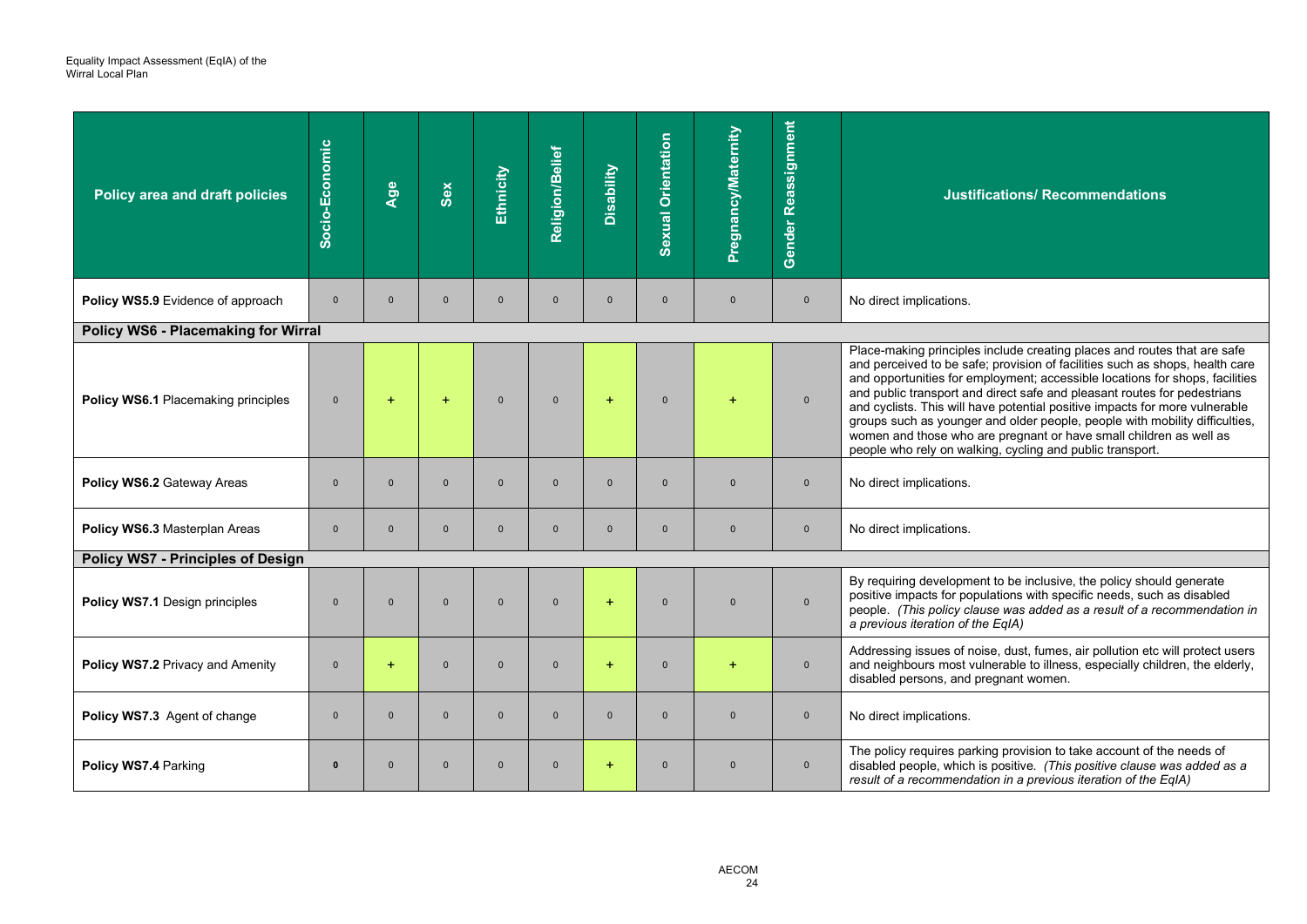| Policy area and draft policies | Socio-Economic | Age | Sex | Ethnicity | Religion/Belief | Disability | Sexual Orientation | Pregnancy/Maternity | Gender Reassignment | Justifications/ Recommendations |
|---|---|---|---|---|---|---|---|---|---|---|
| **Policy WS5.9** Evidence of approach | 0 | 0 | 0 | 0 | 0 | 0 | 0 | 0 | 0 | No direct implications. |
| **Policy WS6 - Placemaking for Wirral** | | | | | | | | | | |
| **Policy WS6.1** Placemaking principles | 0 | + | + | 0 | 0 | + | 0 | + | 0 | Place-making principles include creating places and routes that are safe and perceived to be safe; provision of facilities such as shops, health care and opportunities for employment; accessible locations for shops, facilities and public transport and direct safe and pleasant routes for pedestrians and cyclists. This will have potential positive impacts for more vulnerable groups such as younger and older people, people with mobility difficulties, women and those who are pregnant or have small children as well as people who rely on walking, cycling and public transport. |
| **Policy WS6.2** Gateway Areas | 0 | 0 | 0 | 0 | 0 | 0 | 0 | 0 | 0 | No direct implications. |
| **Policy WS6.3** Masterplan Areas | 0 | 0 | 0 | 0 | 0 | 0 | 0 | 0 | 0 | No direct implications. |
| **Policy WS7 - Principles of Design** | | | | | | | | | | |
| **Policy WS7.1** Design principles | 0 | 0 | 0 | 0 | 0 | + | 0 | 0 | 0 | By requiring development to be inclusive, the policy should generate positive impacts for populations with specific needs, such as disabled people. *(This policy clause was added as a result of a recommendation in a previous iteration of the EqIA)* |
| **Policy WS7.2** Privacy and Amenity | 0 | + | 0 | 0 | 0 | + | 0 | + | 0 | Addressing issues of noise, dust, fumes, air pollution etc will protect users and neighbours most vulnerable to illness, especially children, the elderly, disabled persons, and pregnant women. |
| **Policy WS7.3** Agent of change | 0 | 0 | 0 | 0 | 0 | 0 | 0 | 0 | 0 | No direct implications. |
| **Policy WS7.4** Parking | **0** | 0 | 0 | 0 | 0 | + | 0 | 0 | 0 | The policy requires parking provision to take account of the needs of disabled people, which is positive. *(This positive clause was added as a result of a recommendation in a previous iteration of the EqIA)* |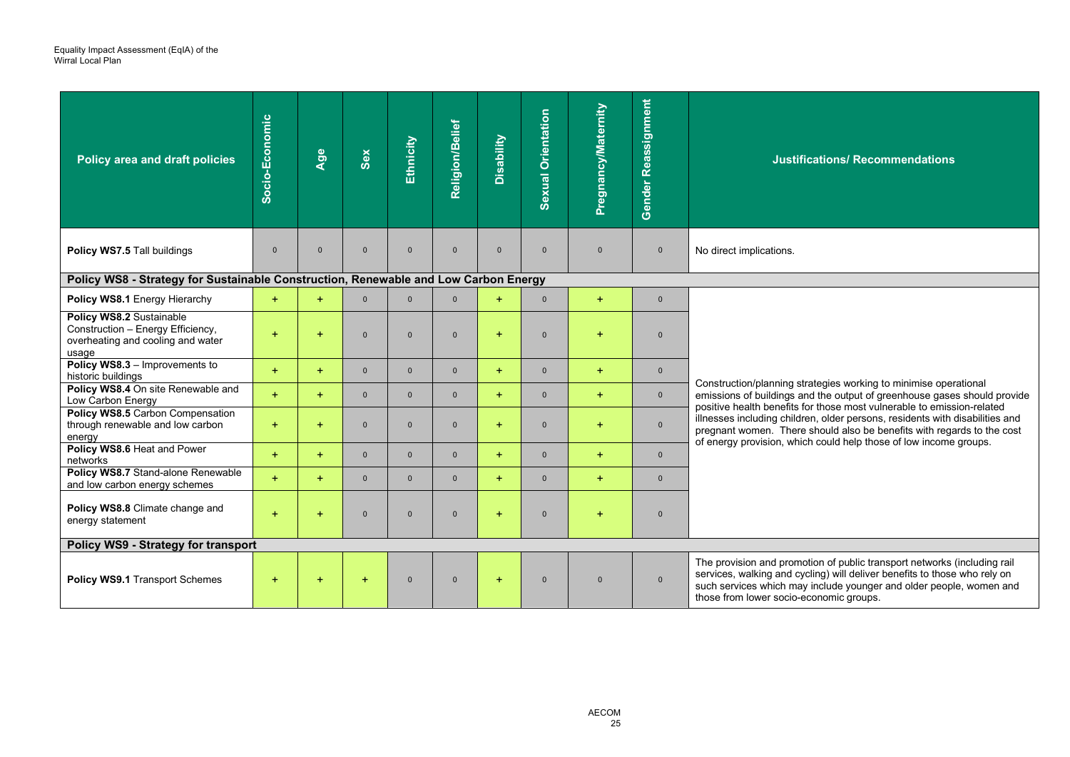| Policy area and draft policies | Socio-Economic | Age | Sex | Ethnicity | Religion/Belief | Disability | Sexual Orientation | Pregnancy/Maternity | Gender Reassignment | Justifications/ Recommendations |
|---|---|---|---|---|---|---|---|---|---|---|
| **Policy WS7.5** Tall buildings | 0 | 0 | 0 | 0 | 0 | 0 | 0 | 0 | 0 | No direct implications. |
| **Policy WS8 - Strategy for Sustainable Construction, Renewable and Low Carbon Energy** | | | | | | | | | | |
| **Policy WS8.1** Energy Hierarchy | + | + | 0 | 0 | 0 | + | 0 | + | 0 | Construction/planning strategies working to minimise operational emissions of buildings and the output of greenhouse gases should provide positive health benefits for those most vulnerable to emission-related illnesses including children, older persons, residents with disabilities and pregnant women. There should also be benefits with regards to the cost of energy provision, which could help those of low income groups. |
| **Policy WS8.2** Sustainable Construction – Energy Efficiency, overheating and cooling and water usage | + | + | 0 | 0 | 0 | + | 0 | + | 0 | |
| **Policy WS8.3** – Improvements to historic buildings | + | + | 0 | 0 | 0 | + | 0 | + | 0 | |
| **Policy WS8.4** On site Renewable and Low Carbon Energy | + | + | 0 | 0 | 0 | + | 0 | + | 0 | |
| **Policy WS8.5** Carbon Compensation through renewable and low carbon energy | + | + | 0 | 0 | 0 | + | 0 | + | 0 | |
| **Policy WS8.6** Heat and Power networks | + | + | 0 | 0 | 0 | + | 0 | + | 0 | |
| **Policy WS8.7** Stand-alone Renewable and low carbon energy schemes | + | + | 0 | 0 | 0 | + | 0 | + | 0 | |
| **Policy WS8.8** Climate change and energy statement | + | + | 0 | 0 | 0 | + | 0 | + | 0 | |
| **Policy WS9 - Strategy for transport** | | | | | | | | | | |
| **Policy WS9.1** Transport Schemes | + | + | + | 0 | 0 | + | 0 | 0 | 0 | The provision and promotion of public transport networks (including rail services, walking and cycling) will deliver benefits to those who rely on such services which may include younger and older people, women and those from lower socio-economic groups. |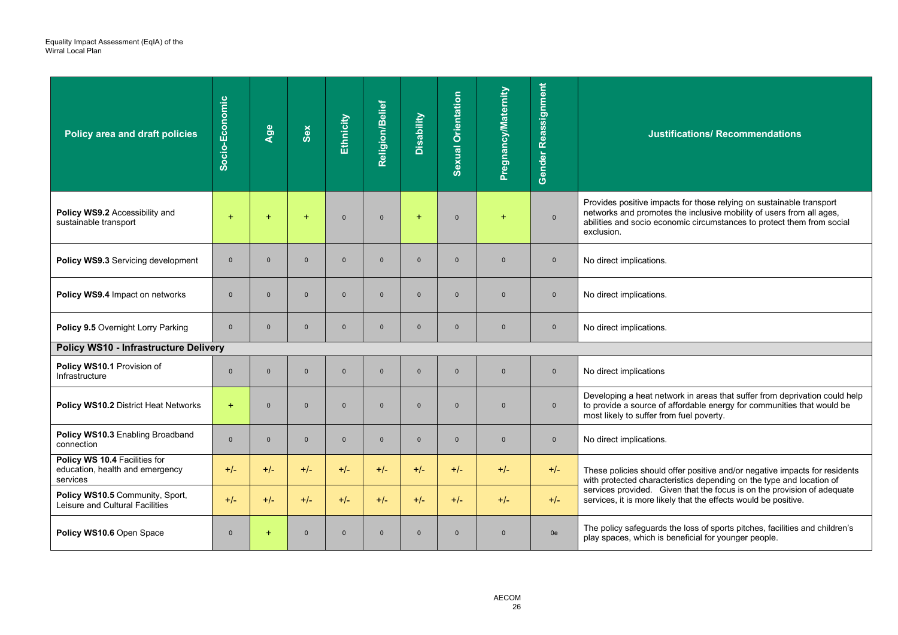| Policy area and draft policies | Socio-Economic | Age | Sex | Ethnicity | Religion/Belief | Disability | Sexual Orientation | Pregnancy/Maternity | Gender Reassignment | Justifications/ Recommendations |
|---|---|---|---|---|---|---|---|---|---|---|
| **Policy WS9.2** Accessibility and sustainable transport | + | + | + | 0 | 0 | + | 0 | + | 0 | Provides positive impacts for those relying on sustainable transport networks and promotes the inclusive mobility of users from all ages, abilities and socio economic circumstances to protect them from social exclusion. |
| **Policy WS9.3** Servicing development | 0 | 0 | 0 | 0 | 0 | 0 | 0 | 0 | 0 | No direct implications. |
| **Policy WS9.4** Impact on networks | 0 | 0 | 0 | 0 | 0 | 0 | 0 | 0 | 0 | No direct implications. |
| **Policy 9.5** Overnight Lorry Parking | 0 | 0 | 0 | 0 | 0 | 0 | 0 | 0 | 0 | No direct implications. |
| **Policy WS10 - Infrastructure Delivery** | | | | | | | | | | |
| **Policy WS10.1** Provision of Infrastructure | 0 | 0 | 0 | 0 | 0 | 0 | 0 | 0 | 0 | No direct implications |
| **Policy WS10.2** District Heat Networks | + | 0 | 0 | 0 | 0 | 0 | 0 | 0 | 0 | Developing a heat network in areas that suffer from deprivation could help to provide a source of affordable energy for communities that would be most likely to suffer from fuel poverty. |
| **Policy WS10.3** Enabling Broadband connection | 0 | 0 | 0 | 0 | 0 | 0 | 0 | 0 | 0 | No direct implications. |
| **Policy WS 10.4** Facilities for education, health and emergency services | +/- | +/- | +/- | +/- | +/- | +/- | +/- | +/- | +/- | These policies should offer positive and/or negative impacts for residents with protected characteristics depending on the type and location of services provided. Given that the focus is on the provision of adequate services, it is more likely that the effects would be positive. |
| **Policy WS10.5** Community, Sport, Leisure and Cultural Facilities | +/- | +/- | +/- | +/- | +/- | +/- | +/- | +/- | +/- | |
| **Policy WS10.6** Open Space | 0 | + | 0 | 0 | 0 | 0 | 0 | 0 | 0e | The policy safeguards the loss of sports pitches, facilities and children's play spaces, which is beneficial for younger people. |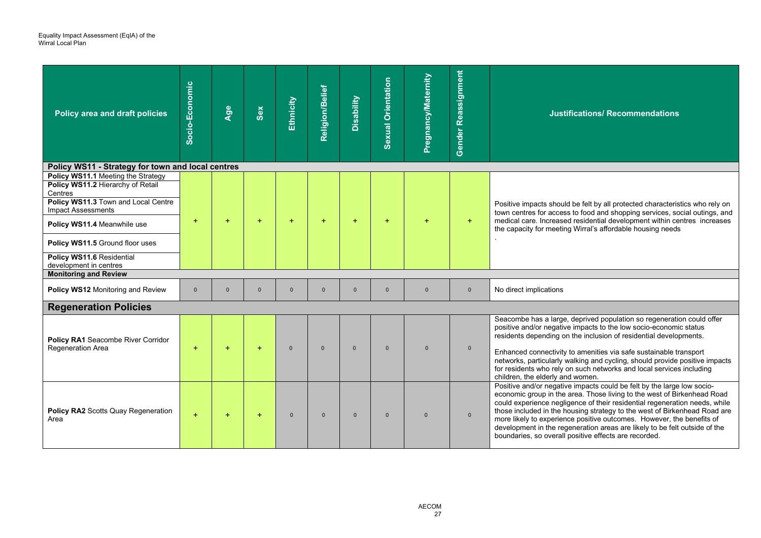| Policy area and draft policies | Socio-Economic | Age | Sex | Ethnicity | Religion/Belief | Disability | Sexual Orientation | Pregnancy/Maternity | Gender Reassignment | Justifications/ Recommendations |
|---|---|---|---|---|---|---|---|---|---|---|
| **Policy WS11 - Strategy for town and local centres** | | | | | | | | | | |
| **Policy WS11.1** Meeting the Strategy<br>**Policy WS11.2** Hierarchy of Retail Centres<br>**Policy WS11.3** Town and Local Centre Impact Assessments<br>**Policy WS11.4** Meanwhile use<br>**Policy WS11.5** Ground floor uses<br>**Policy WS11.6** Residential development in centres | + | + | + | + | + | + | + | + | + | Positive impacts should be felt by all protected characteristics who rely on town centres for access to food and shopping services, social outings, and medical care. Increased residential development within centres increases the capacity for meeting Wirral's affordable housing needs<br>. |
| **Monitoring and Review** | | | | | | | | | | |
| **Policy WS12** Monitoring and Review | 0 | 0 | 0 | 0 | 0 | 0 | 0 | 0 | 0 | No direct implications |
| **Regeneration Policies** | | | | | | | | | | |
| **Policy RA1** Seacombe River Corridor Regeneration Area | + | + | + | 0 | 0 | 0 | 0 | 0 | 0 | Seacombe has a large, deprived population so regeneration could offer positive and/or negative impacts to the low socio-economic status residents depending on the inclusion of residential developments.<br><br>Enhanced connectivity to amenities via safe sustainable transport networks, particularly walking and cycling, should provide positive impacts for residents who rely on such networks and local services including children, the elderly and women. |
| **Policy RA2** Scotts Quay Regeneration Area | + | + | + | 0 | 0 | 0 | 0 | 0 | 0 | Positive and/or negative impacts could be felt by the large low socio-economic group in the area. Those living to the west of Birkenhead Road could experience negligence of their residential regeneration needs, while those included in the housing strategy to the west of Birkenhead Road are more likely to experience positive outcomes. However, the benefits of development in the regeneration areas are likely to be felt outside of the boundaries, so overall positive effects are recorded. |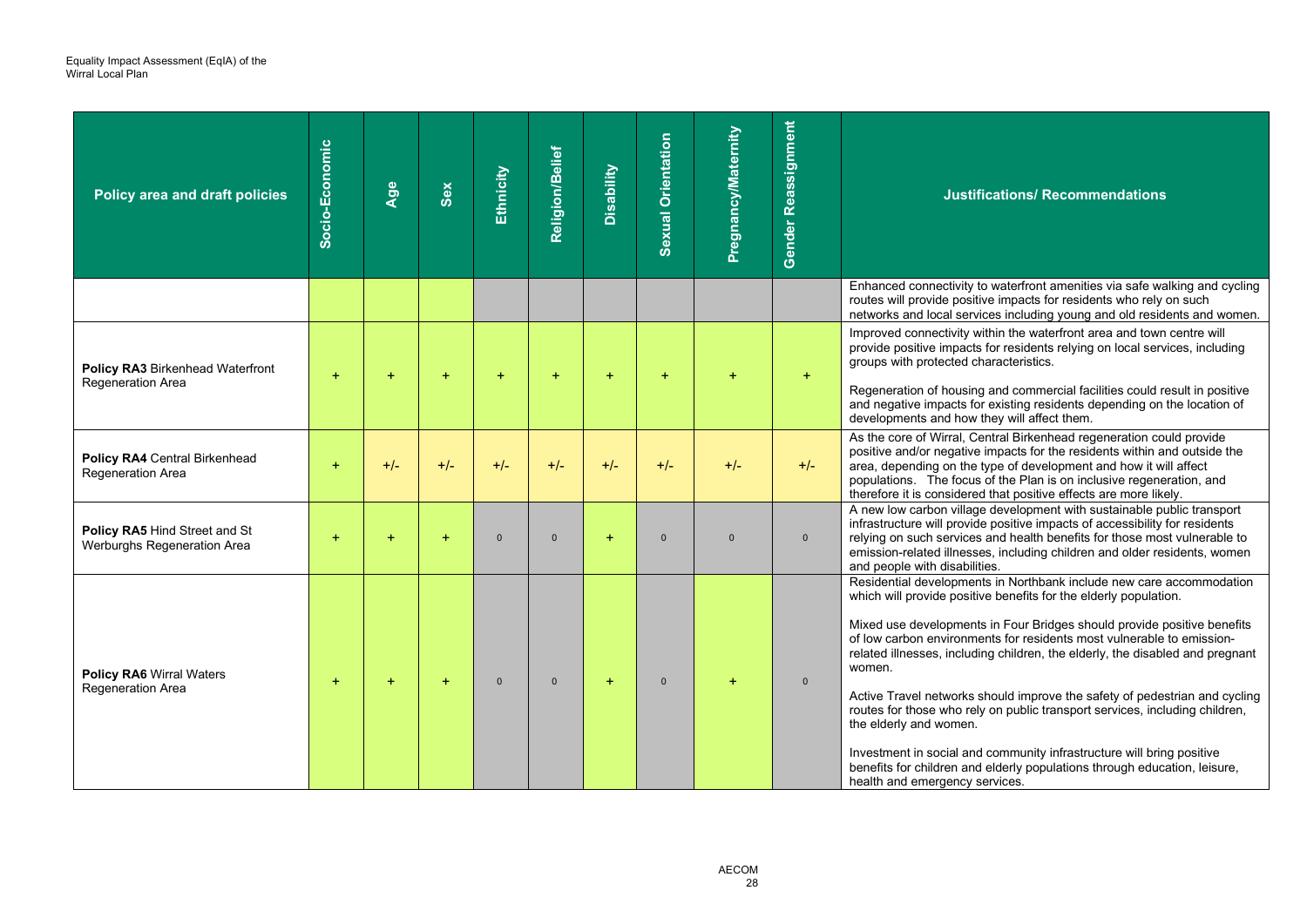| Policy area and draft policies | Socio-Economic | Age | Sex | Ethnicity | Religion/Belief | Disability | Sexual Orientation | Pregnancy/Maternity | Gender Reassignment | Justifications/ Recommendations |
|---|---|---|---|---|---|---|---|---|---|---|
| | | | | | | | | | | Enhanced connectivity to waterfront amenities via safe walking and cycling routes will provide positive impacts for residents who rely on such networks and local services including young and old residents and women. |
| **Policy RA3** Birkenhead Waterfront Regeneration Area | + | + | + | + | + | + | + | + | + | Improved connectivity within the waterfront area and town centre will provide positive impacts for residents relying on local services, including groups with protected characteristics.<br><br>Regeneration of housing and commercial facilities could result in positive and negative impacts for existing residents depending on the location of developments and how they will affect them. |
| **Policy RA4** Central Birkenhead Regeneration Area | + | +/- | +/- | +/- | +/- | +/- | +/- | +/- | +/- | As the core of Wirral, Central Birkenhead regeneration could provide positive and/or negative impacts for the residents within and outside the area, depending on the type of development and how it will affect populations. The focus of the Plan is on inclusive regeneration, and therefore it is considered that positive effects are more likely. |
| **Policy RA5** Hind Street and St Werburghs Regeneration Area | + | + | + | 0 | 0 | + | 0 | 0 | 0 | A new low carbon village development with sustainable public transport infrastructure will provide positive impacts of accessibility for residents relying on such services and health benefits for those most vulnerable to emission-related illnesses, including children and older residents, women and people with disabilities. |
| **Policy RA6** Wirral Waters Regeneration Area | + | + | + | 0 | 0 | + | 0 | + | 0 | Residential developments in Northbank include new care accommodation which will provide positive benefits for the elderly population.<br><br>Mixed use developments in Four Bridges should provide positive benefits of low carbon environments for residents most vulnerable to emission-related illnesses, including children, the elderly, the disabled and pregnant women.<br><br>Active Travel networks should improve the safety of pedestrian and cycling routes for those who rely on public transport services, including children, the elderly and women.<br><br>Investment in social and community infrastructure will bring positive benefits for children and elderly populations through education, leisure, health and emergency services. |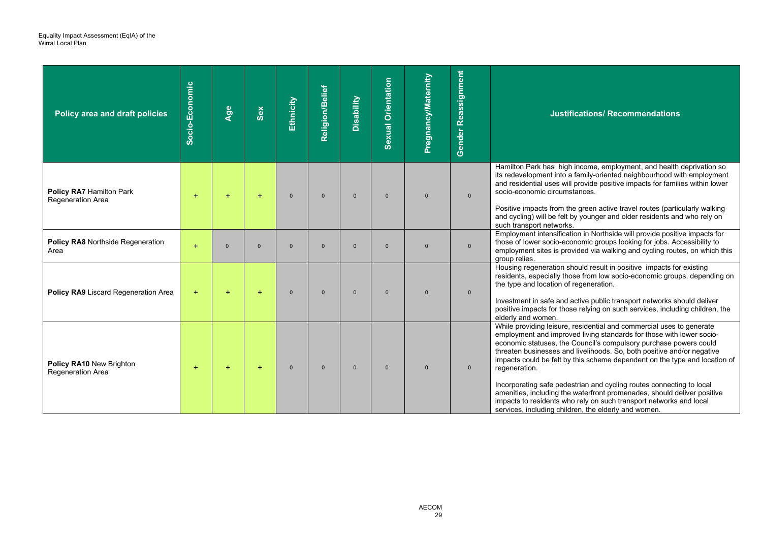| Policy area and draft policies | Socio-Economic | Age | Sex | Ethnicity | Religion/Belief | Disability | Sexual Orientation | Pregnancy/Maternity | Gender Reassignment | Justifications/ Recommendations |
|---|---|---|---|---|---|---|---|---|---|---|
| **Policy RA7** Hamilton Park Regeneration Area | + | + | + | 0 | 0 | 0 | 0 | 0 | 0 | Hamilton Park has high income, employment, and health deprivation so its redevelopment into a family-oriented neighbourhood with employment and residential uses will provide positive impacts for families within lower socio-economic circumstances.<br><br>Positive impacts from the green active travel routes (particularly walking and cycling) will be felt by younger and older residents and who rely on such transport networks. |
| **Policy RA8** Northside Regeneration Area | + | 0 | 0 | 0 | 0 | 0 | 0 | 0 | 0 | Employment intensification in Northside will provide positive impacts for those of lower socio-economic groups looking for jobs. Accessibility to employment sites is provided via walking and cycling routes, on which this group relies. |
| **Policy RA9** Liscard Regeneration Area | + | + | + | 0 | 0 | 0 | 0 | 0 | 0 | Housing regeneration should result in positive impacts for existing residents, especially those from low socio-economic groups, depending on the type and location of regeneration.<br><br>Investment in safe and active public transport networks should deliver positive impacts for those relying on such services, including children, the elderly and women. |
| **Policy RA10** New Brighton Regeneration Area | + | + | + | 0 | 0 | 0 | 0 | 0 | 0 | While providing leisure, residential and commercial uses to generate employment and improved living standards for those with lower socio-economic statuses, the Council's compulsory purchase powers could threaten businesses and livelihoods. So, both positive and/or negative impacts could be felt by this scheme dependent on the type and location of regeneration.<br><br>Incorporating safe pedestrian and cycling routes connecting to local amenities, including the waterfront promenades, should deliver positive impacts to residents who rely on such transport networks and local services, including children, the elderly and women. |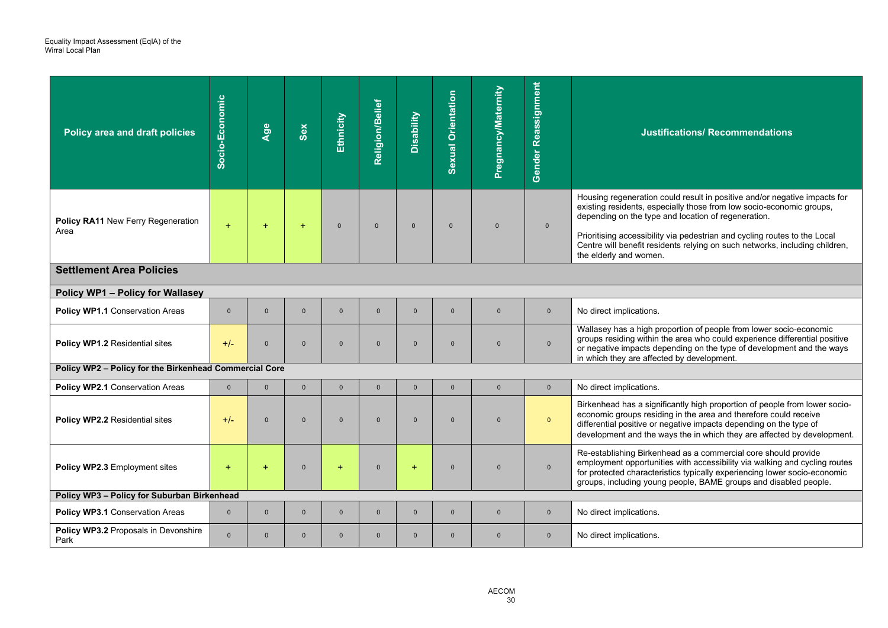| Policy area and draft policies | Socio-Economic | Age | Sex | Ethnicity | Religion/Belief | Disability | Sexual Orientation | Pregnancy/Maternity | Gender Reassignment | Justifications/ Recommendations |
|---|---|---|---|---|---|---|---|---|---|---|
| **Policy RA11** New Ferry Regeneration Area | + | + | + | 0 | 0 | 0 | 0 | 0 | 0 | Housing regeneration could result in positive and/or negative impacts for existing residents, especially those from low socio-economic groups, depending on the type and location of regeneration.<br><br>Prioritising accessibility via pedestrian and cycling routes to the Local Centre will benefit residents relying on such networks, including children, the elderly and women. |
| **Settlement Area Policies** | | | | | | | | | | |
| **Policy WP1 – Policy for Wallasey** | | | | | | | | | | |
| **Policy WP1.1** Conservation Areas | 0 | 0 | 0 | 0 | 0 | 0 | 0 | 0 | 0 | No direct implications. |
| **Policy WP1.2** Residential sites | +/- | 0 | 0 | 0 | 0 | 0 | 0 | 0 | 0 | Wallasey has a high proportion of people from lower socio-economic groups residing within the area who could experience differential positive or negative impacts depending on the type of development and the ways in which they are affected by development. |
| **Policy WP2 – Policy for the Birkenhead Commercial Core** | | | | | | | | | | |
| **Policy WP2.1** Conservation Areas | 0 | 0 | 0 | 0 | 0 | 0 | 0 | 0 | 0 | No direct implications. |
| **Policy WP2.2** Residential sites | +/- | 0 | 0 | 0 | 0 | 0 | 0 | 0 | 0 | Birkenhead has a significantly high proportion of people from lower socio-economic groups residing in the area and therefore could receive differential positive or negative impacts depending on the type of development and the ways the in which they are affected by development. |
| **Policy WP2.3** Employment sites | + | + | 0 | + | 0 | + | 0 | 0 | 0 | Re-establishing Birkenhead as a commercial core should provide employment opportunities with accessibility via walking and cycling routes for protected characteristics typically experiencing lower socio-economic groups, including young people, BAME groups and disabled people. |
| **Policy WP3 – Policy for Suburban Birkenhead** | | | | | | | | | | |
| **Policy WP3.1** Conservation Areas | 0 | 0 | 0 | 0 | 0 | 0 | 0 | 0 | 0 | No direct implications. |
| **Policy WP3.2** Proposals in Devonshire Park | 0 | 0 | 0 | 0 | 0 | 0 | 0 | 0 | 0 | No direct implications. |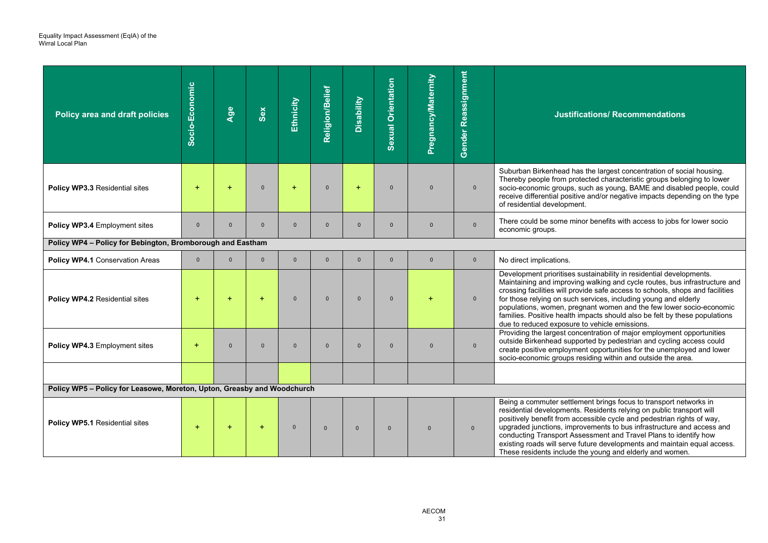| Policy area and draft policies | Socio-Economic | Age | Sex | Ethnicity | Religion/Belief | Disability | Sexual Orientation | Pregnancy/Maternity | Gender Reassignment | Justifications/ Recommendations |
|---|---|---|---|---|---|---|---|---|---|---|
| **Policy WP3.3** Residential sites | + | + | 0 | + | 0 | + | 0 | 0 | 0 | Suburban Birkenhead has the largest concentration of social housing. Thereby people from protected characteristic groups belonging to lower socio-economic groups, such as young, BAME and disabled people, could receive differential positive and/or negative impacts depending on the type of residential development. |
| **Policy WP3.4** Employment sites | 0 | 0 | 0 | 0 | 0 | 0 | 0 | 0 | 0 | There could be some minor benefits with access to jobs for lower socio economic groups. |
| **Policy WP4 – Policy for Bebington, Bromborough and Eastham** | | | | | | | | | | |
| **Policy WP4.1** Conservation Areas | 0 | 0 | 0 | 0 | 0 | 0 | 0 | 0 | 0 | No direct implications. |
| **Policy WP4.2** Residential sites | + | + | + | 0 | 0 | 0 | 0 | + | 0 | Development prioritises sustainability in residential developments. Maintaining and improving walking and cycle routes, bus infrastructure and crossing facilities will provide safe access to schools, shops and facilities for those relying on such services, including young and elderly populations, women, pregnant women and the few lower socio-economic families. Positive health impacts should also be felt by these populations due to reduced exposure to vehicle emissions. |
| **Policy WP4.3** Employment sites | + | 0 | 0 | 0 | 0 | 0 | 0 | 0 | 0 | Providing the largest concentration of major employment opportunities outside Birkenhead supported by pedestrian and cycling access could create positive employment opportunities for the unemployed and lower socio-economic groups residing within and outside the area. |
| | | | | | | | | | | |
| **Policy WP5 – Policy for Leasowe, Moreton, Upton, Greasby and Woodchurch** | | | | | | | | | | |
| **Policy WP5.1** Residential sites | + | + | + | 0 | 0 | 0 | 0 | 0 | 0 | Being a commuter settlement brings focus to transport networks in residential developments. Residents relying on public transport will positively benefit from accessible cycle and pedestrian rights of way, upgraded junctions, improvements to bus infrastructure and access and conducting Transport Assessment and Travel Plans to identify how existing roads will serve future developments and maintain equal access. These residents include the young and elderly and women. |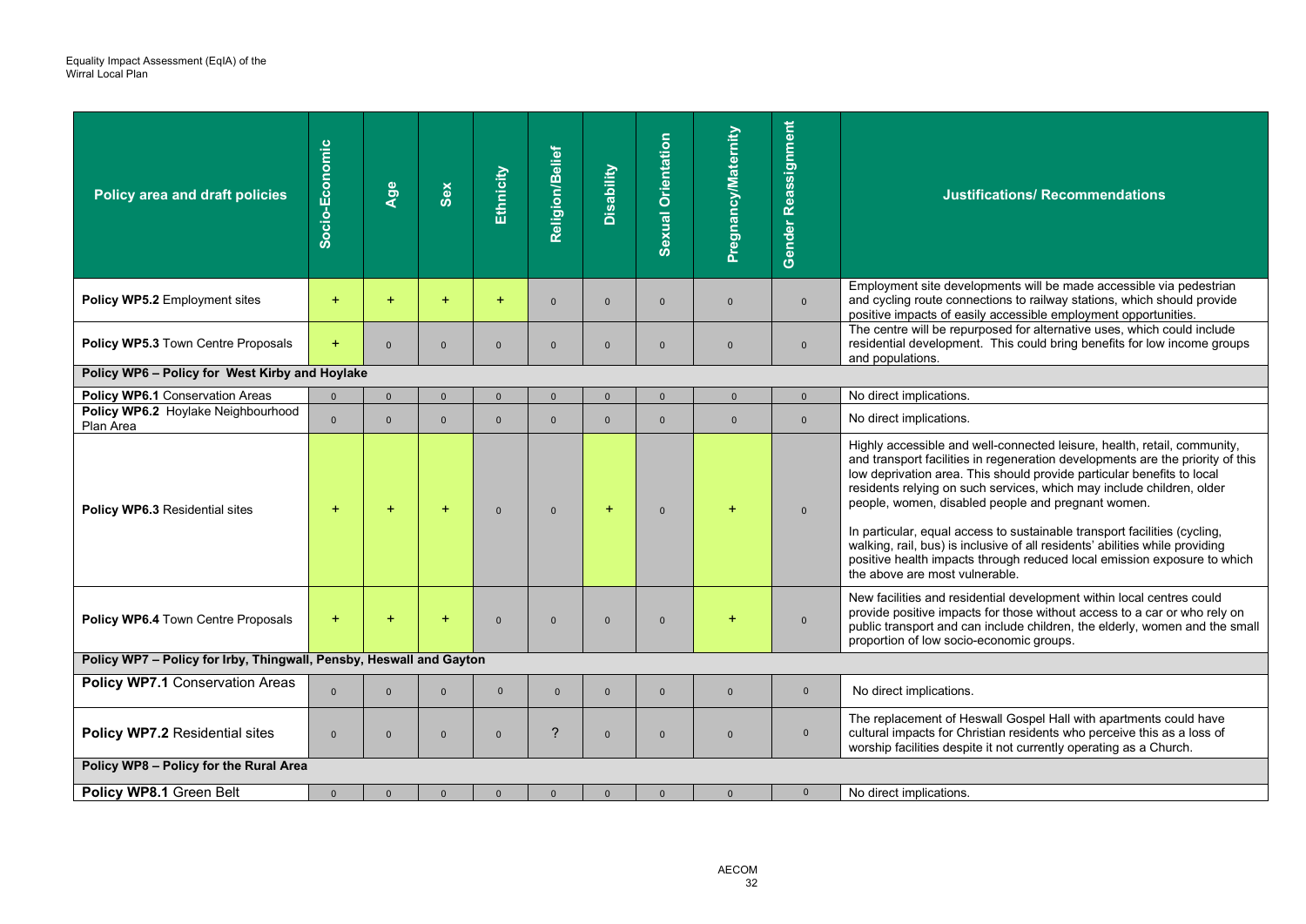| Policy area and draft policies | Socio-Economic | Age | Sex | Ethnicity | Religion/Belief | Disability | Sexual Orientation | Pregnancy/Maternity | Gender Reassignment | Justifications/ Recommendations |
|---|---|---|---|---|---|---|---|---|---|---|
| **Policy WP5.2** Employment sites | + | + | + | + | 0 | 0 | 0 | 0 | 0 | Employment site developments will be made accessible via pedestrian and cycling route connections to railway stations, which should provide positive impacts of easily accessible employment opportunities. |
| **Policy WP5.3** Town Centre Proposals | + | 0 | 0 | 0 | 0 | 0 | 0 | 0 | 0 | The centre will be repurposed for alternative uses, which could include residential development. This could bring benefits for low income groups and populations. |
| **Policy WP6 – Policy for West Kirby and Hoylake** | | | | | | | | | | |
| **Policy WP6.1** Conservation Areas | 0 | 0 | 0 | 0 | 0 | 0 | 0 | 0 | 0 | No direct implications. |
| **Policy WP6.2** Hoylake Neighbourhood Plan Area | 0 | 0 | 0 | 0 | 0 | 0 | 0 | 0 | 0 | No direct implications. |
| **Policy WP6.3** Residential sites | + | + | + | 0 | 0 | + | 0 | + | 0 | Highly accessible and well-connected leisure, health, retail, community, and transport facilities in regeneration developments are the priority of this low deprivation area. This should provide particular benefits to local residents relying on such services, which may include children, older people, women, disabled people and pregnant women.<br><br>In particular, equal access to sustainable transport facilities (cycling, walking, rail, bus) is inclusive of all residents' abilities while providing positive health impacts through reduced local emission exposure to which the above are most vulnerable. |
| **Policy WP6.4** Town Centre Proposals | + | + | + | 0 | 0 | 0 | 0 | + | 0 | New facilities and residential development within local centres could provide positive impacts for those without access to a car or who rely on public transport and can include children, the elderly, women and the small proportion of low socio-economic groups. |
| **Policy WP7 – Policy for Irby, Thingwall, Pensby, Heswall and Gayton** | | | | | | | | | | |
| **Policy WP7.1** Conservation Areas | 0 | 0 | 0 | 0 | 0 | 0 | 0 | 0 | 0 | No direct implications. |
| **Policy WP7.2** Residential sites | 0 | 0 | 0 | 0 | ? | 0 | 0 | 0 | 0 | The replacement of Heswall Gospel Hall with apartments could have cultural impacts for Christian residents who perceive this as a loss of worship facilities despite it not currently operating as a Church. |
| **Policy WP8 – Policy for the Rural Area** | | | | | | | | | | |
| **Policy WP8.1** Green Belt | 0 | 0 | 0 | 0 | 0 | 0 | 0 | 0 | 0 | No direct implications. |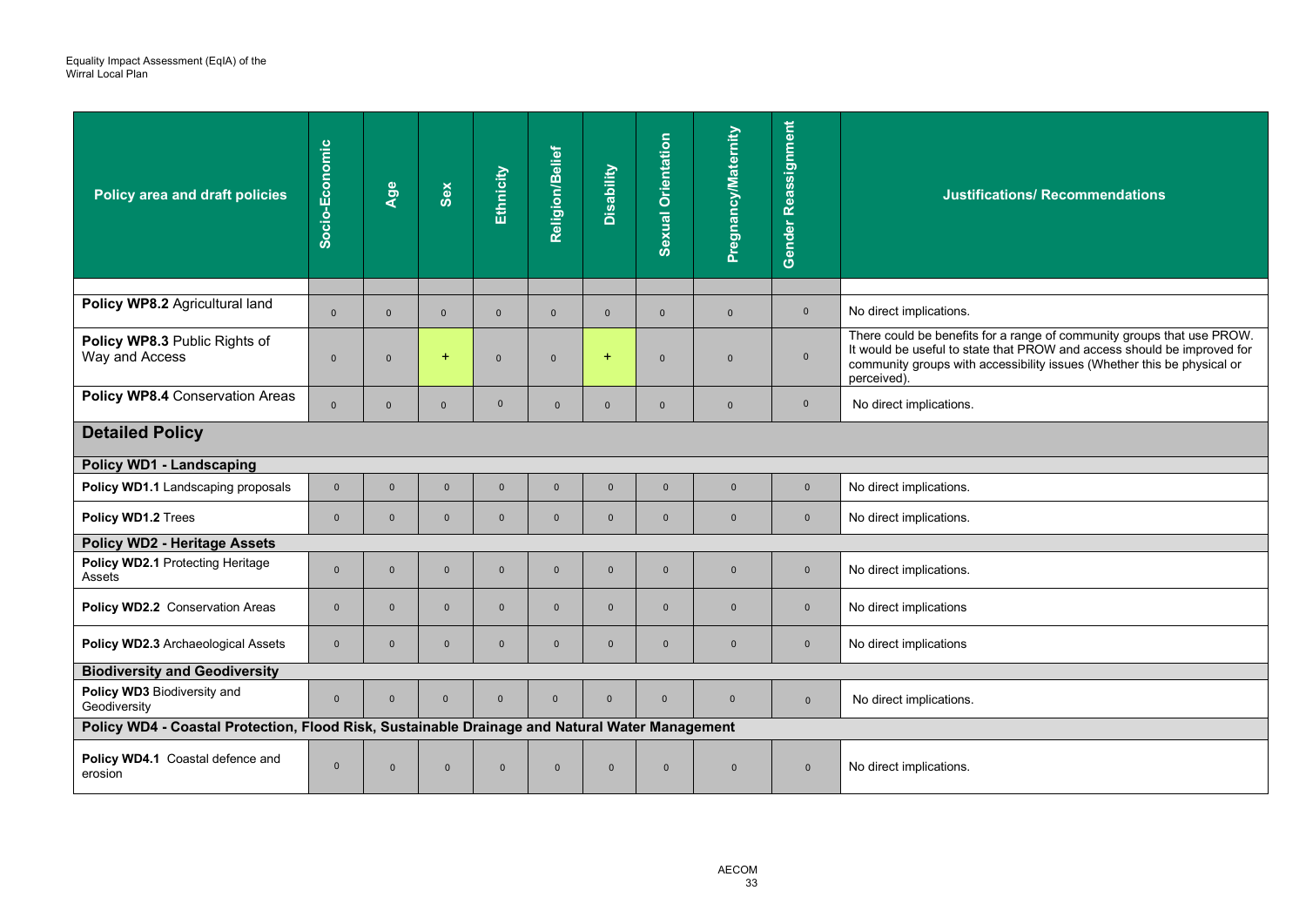| Policy area and draft policies | Socio-Economic | Age | Sex | Ethnicity | Religion/Belief | Disability | Sexual Orientation | Pregnancy/Maternity | Gender Reassignment | Justifications/ Recommendations |
|---|---|---|---|---|---|---|---|---|---|---|
| | | | | | | | | | | |
| **Policy WP8.2** Agricultural land | 0 | 0 | 0 | 0 | 0 | 0 | 0 | 0 | 0 | No direct implications. |
| **Policy WP8.3** Public Rights of Way and Access | 0 | 0 | + | 0 | 0 | + | 0 | 0 | 0 | There could be benefits for a range of community groups that use PROW. It would be useful to state that PROW and access should be improved for community groups with accessibility issues (Whether this be physical or perceived). |
| **Policy WP8.4** Conservation Areas | 0 | 0 | 0 | 0 | 0 | 0 | 0 | 0 | 0 | No direct implications. |
| **Detailed Policy** | | | | | | | | | | |
| **Policy WD1 - Landscaping** | | | | | | | | | | |
| **Policy WD1.1** Landscaping proposals | 0 | 0 | 0 | 0 | 0 | 0 | 0 | 0 | 0 | No direct implications. |
| **Policy WD1.2** Trees | 0 | 0 | 0 | 0 | 0 | 0 | 0 | 0 | 0 | No direct implications. |
| **Policy WD2 - Heritage Assets** | | | | | | | | | | |
| **Policy WD2.1** Protecting Heritage Assets | 0 | 0 | 0 | 0 | 0 | 0 | 0 | 0 | 0 | No direct implications. |
| **Policy WD2.2** Conservation Areas | 0 | 0 | 0 | 0 | 0 | 0 | 0 | 0 | 0 | No direct implications |
| **Policy WD2.3** Archaeological Assets | 0 | 0 | 0 | 0 | 0 | 0 | 0 | 0 | 0 | No direct implications |
| **Biodiversity and Geodiversity** | | | | | | | | | | |
| **Policy WD3** Biodiversity and Geodiversity | 0 | 0 | 0 | 0 | 0 | 0 | 0 | 0 | 0 | No direct implications. |
| **Policy WD4 - Coastal Protection, Flood Risk, Sustainable Drainage and Natural Water Management** | | | | | | | | | | |
| **Policy WD4.1** Coastal defence and erosion | 0 | 0 | 0 | 0 | 0 | 0 | 0 | 0 | 0 | No direct implications. |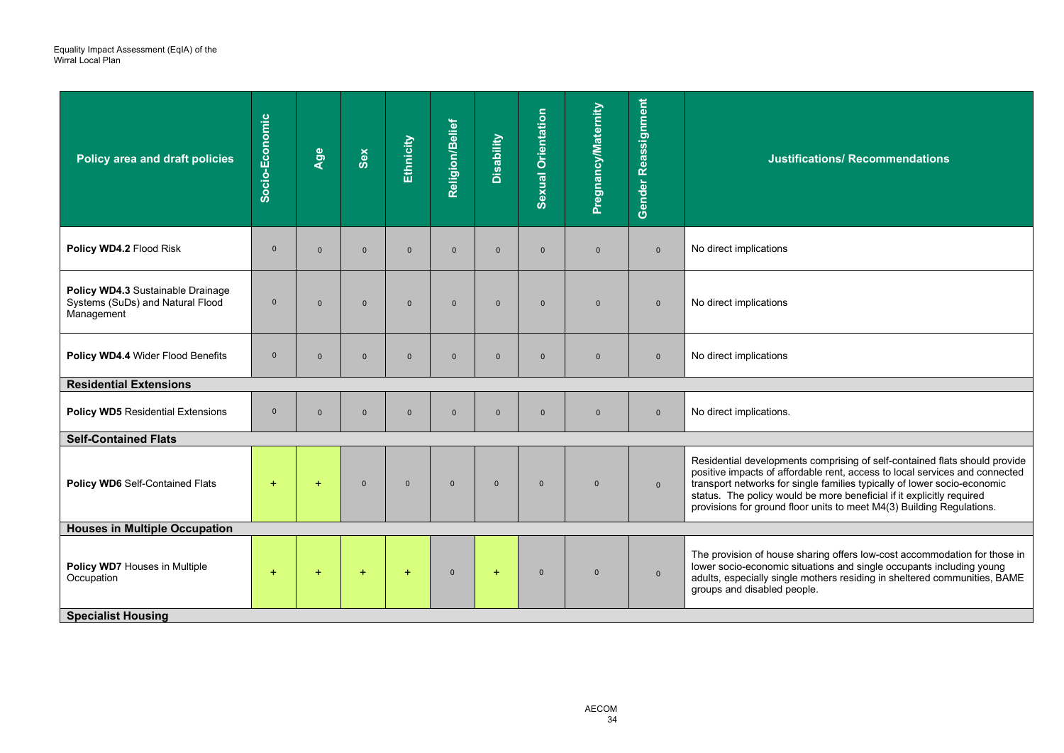| Policy area and draft policies | Socio-Economic | Age | Sex | Ethnicity | Religion/Belief | Disability | Sexual Orientation | Pregnancy/Maternity | Gender Reassignment | Justifications/ Recommendations |
|---|---|---|---|---|---|---|---|---|---|---|
| **Policy WD4.2** Flood Risk | 0 | 0 | 0 | 0 | 0 | 0 | 0 | 0 | 0 | No direct implications |
| **Policy WD4.3** Sustainable Drainage Systems (SuDs) and Natural Flood Management | 0 | 0 | 0 | 0 | 0 | 0 | 0 | 0 | 0 | No direct implications |
| **Policy WD4.4** Wider Flood Benefits | 0 | 0 | 0 | 0 | 0 | 0 | 0 | 0 | 0 | No direct implications |
| **Residential Extensions** | | | | | | | | | | |
| **Policy WD5** Residential Extensions | 0 | 0 | 0 | 0 | 0 | 0 | 0 | 0 | 0 | No direct implications. |
| **Self-Contained Flats** | | | | | | | | | | |
| **Policy WD6** Self-Contained Flats | + | + | 0 | 0 | 0 | 0 | 0 | 0 | 0 | Residential developments comprising of self-contained flats should provide positive impacts of affordable rent, access to local services and connected transport networks for single families typically of lower socio-economic status. The policy would be more beneficial if it explicitly required provisions for ground floor units to meet M4(3) Building Regulations. |
| **Houses in Multiple Occupation** | | | | | | | | | | |
| **Policy WD7** Houses in Multiple Occupation | + | + | + | + | 0 | + | 0 | 0 | 0 | The provision of house sharing offers low-cost accommodation for those in lower socio-economic situations and single occupants including young adults, especially single mothers residing in sheltered communities, BAME groups and disabled people. |
| **Specialist Housing** | | | | | | | | | | |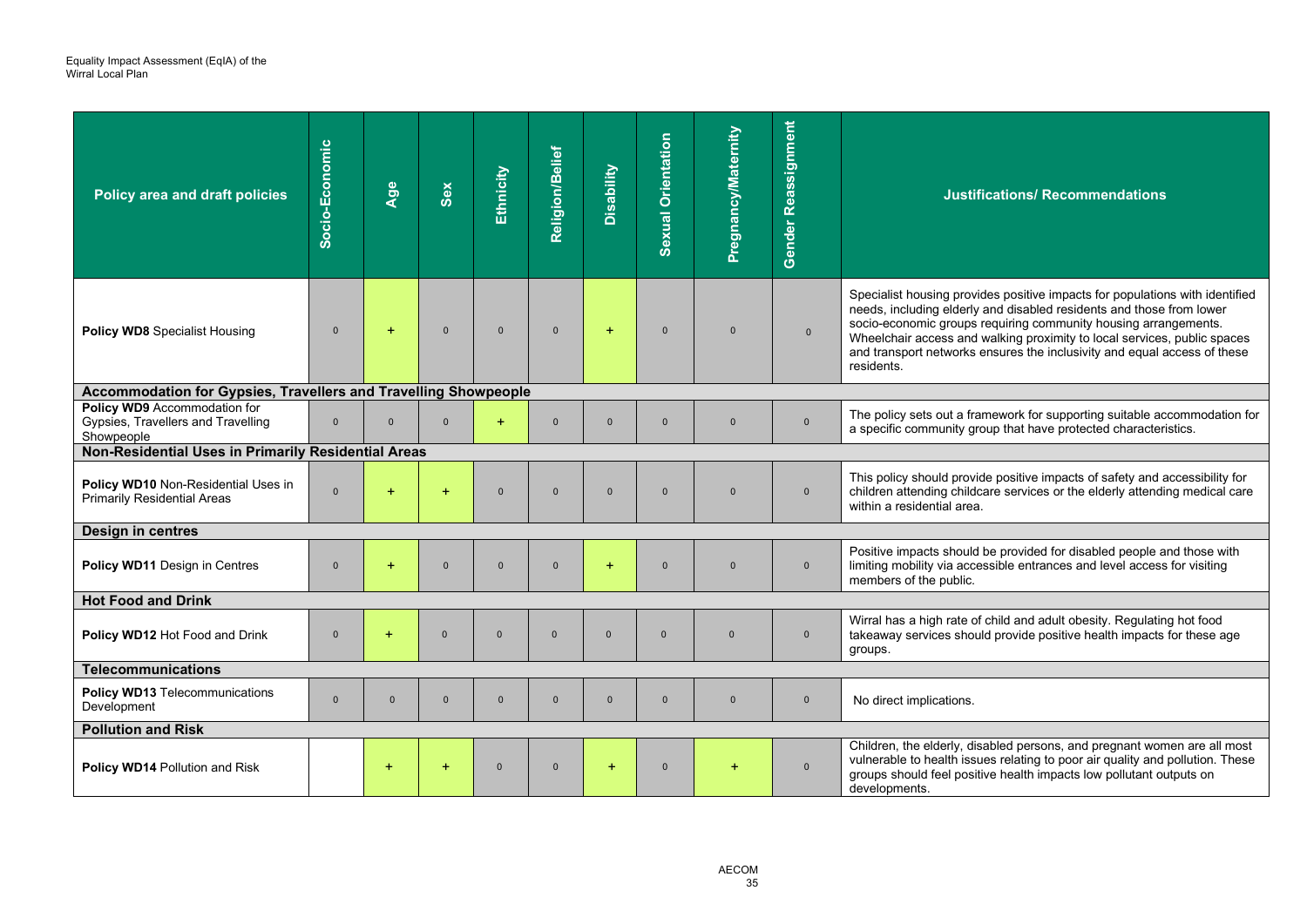| Policy area and draft policies | Socio-Economic | Age | Sex | Ethnicity | Religion/Belief | Disability | Sexual Orientation | Pregnancy/Maternity | Gender Reassignment | Justifications/ Recommendations |
|---|---|---|---|---|---|---|---|---|---|---|
| **Policy WD8** Specialist Housing | 0 | + | 0 | 0 | 0 | + | 0 | 0 | 0 | Specialist housing provides positive impacts for populations with identified needs, including elderly and disabled residents and those from lower socio-economic groups requiring community housing arrangements. Wheelchair access and walking proximity to local services, public spaces and transport networks ensures the inclusivity and equal access of these residents. |
| **Accommodation for Gypsies, Travellers and Travelling Showpeople** | | | | | | | | | | |
| **Policy WD9** Accommodation for Gypsies, Travellers and Travelling Showpeople | 0 | 0 | 0 | + | 0 | 0 | 0 | 0 | 0 | The policy sets out a framework for supporting suitable accommodation for a specific community group that have protected characteristics. |
| **Non-Residential Uses in Primarily Residential Areas** | | | | | | | | | | |
| **Policy WD10** Non-Residential Uses in Primarily Residential Areas | 0 | + | + | 0 | 0 | 0 | 0 | 0 | 0 | This policy should provide positive impacts of safety and accessibility for children attending childcare services or the elderly attending medical care within a residential area. |
| **Design in centres** | | | | | | | | | | |
| **Policy WD11** Design in Centres | 0 | + | 0 | 0 | 0 | + | 0 | 0 | 0 | Positive impacts should be provided for disabled people and those with limiting mobility via accessible entrances and level access for visiting members of the public. |
| **Hot Food and Drink** | | | | | | | | | | |
| **Policy WD12** Hot Food and Drink | 0 | + | 0 | 0 | 0 | 0 | 0 | 0 | 0 | Wirral has a high rate of child and adult obesity. Regulating hot food takeaway services should provide positive health impacts for these age groups. |
| **Telecommunications** | | | | | | | | | | |
| **Policy WD13** Telecommunications Development | 0 | 0 | 0 | 0 | 0 | 0 | 0 | 0 | 0 | No direct implications. |
| **Pollution and Risk** | | | | | | | | | | |
| **Policy WD14** Pollution and Risk | | + | + | 0 | 0 | + | 0 | + | 0 | Children, the elderly, disabled persons, and pregnant women are all most vulnerable to health issues relating to poor air quality and pollution. These groups should feel positive health impacts low pollutant outputs on developments. |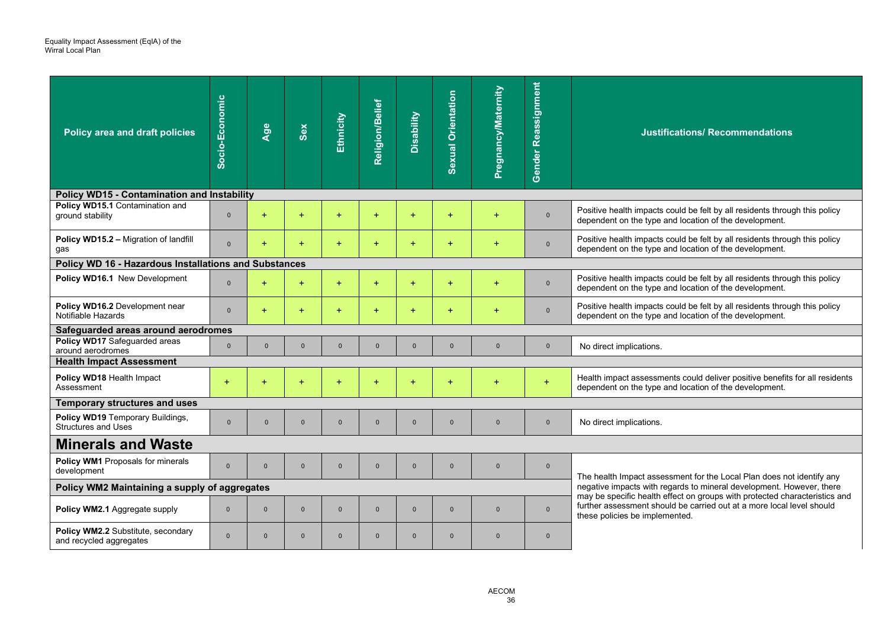| Policy area and draft policies | Socio-Economic | Age | Sex | Ethnicity | Religion/Belief | Disability | Sexual Orientation | Pregnancy/Maternity | Gender Reassignment | Justifications/ Recommendations |
|---|---|---|---|---|---|---|---|---|---|---|
| **Policy WD15 - Contamination and Instability** | | | | | | | | | | |
| **Policy WD15.1** Contamination and ground stability | 0 | + | + | + | + | + | + | + | 0 | Positive health impacts could be felt by all residents through this policy dependent on the type and location of the development. |
| **Policy WD15.2 –** Migration of landfill gas | 0 | + | + | + | + | + | + | + | 0 | Positive health impacts could be felt by all residents through this policy dependent on the type and location of the development. |
| **Policy WD 16 - Hazardous Installations and Substances** | | | | | | | | | | |
| **Policy WD16.1** New Development | 0 | + | + | + | + | + | + | + | 0 | Positive health impacts could be felt by all residents through this policy dependent on the type and location of the development. |
| **Policy WD16.2** Development near Notifiable Hazards | 0 | + | + | + | + | + | + | + | 0 | Positive health impacts could be felt by all residents through this policy dependent on the type and location of the development. |
| **Safeguarded areas around aerodromes** | | | | | | | | | | |
| **Policy WD17** Safeguarded areas around aerodromes | 0 | 0 | 0 | 0 | 0 | 0 | 0 | 0 | 0 | No direct implications. |
| **Health Impact Assessment** | | | | | | | | | | |
| **Policy WD18** Health Impact Assessment | + | + | + | + | + | + | + | + | + | Health impact assessments could deliver positive benefits for all residents dependent on the type and location of the development. |
| **Temporary structures and uses** | | | | | | | | | | |
| **Policy WD19** Temporary Buildings, Structures and Uses | 0 | 0 | 0 | 0 | 0 | 0 | 0 | 0 | 0 | No direct implications. |
| **Minerals and Waste** | | | | | | | | | | |
| **Policy WM1** Proposals for minerals development | 0 | 0 | 0 | 0 | 0 | 0 | 0 | 0 | 0 | The health Impact assessment for the Local Plan does not identify any negative impacts with regards to mineral development. However, there may be specific health effect on groups with protected characteristics and further assessment should be carried out at a more local level should these policies be implemented. |
| **Policy WM2 Maintaining a supply of aggregates** | | | | | | | | | | |
| **Policy WM2.1** Aggregate supply | 0 | 0 | 0 | 0 | 0 | 0 | 0 | 0 | 0 | |
| **Policy WM2.2** Substitute, secondary and recycled aggregates | 0 | 0 | 0 | 0 | 0 | 0 | 0 | 0 | 0 | |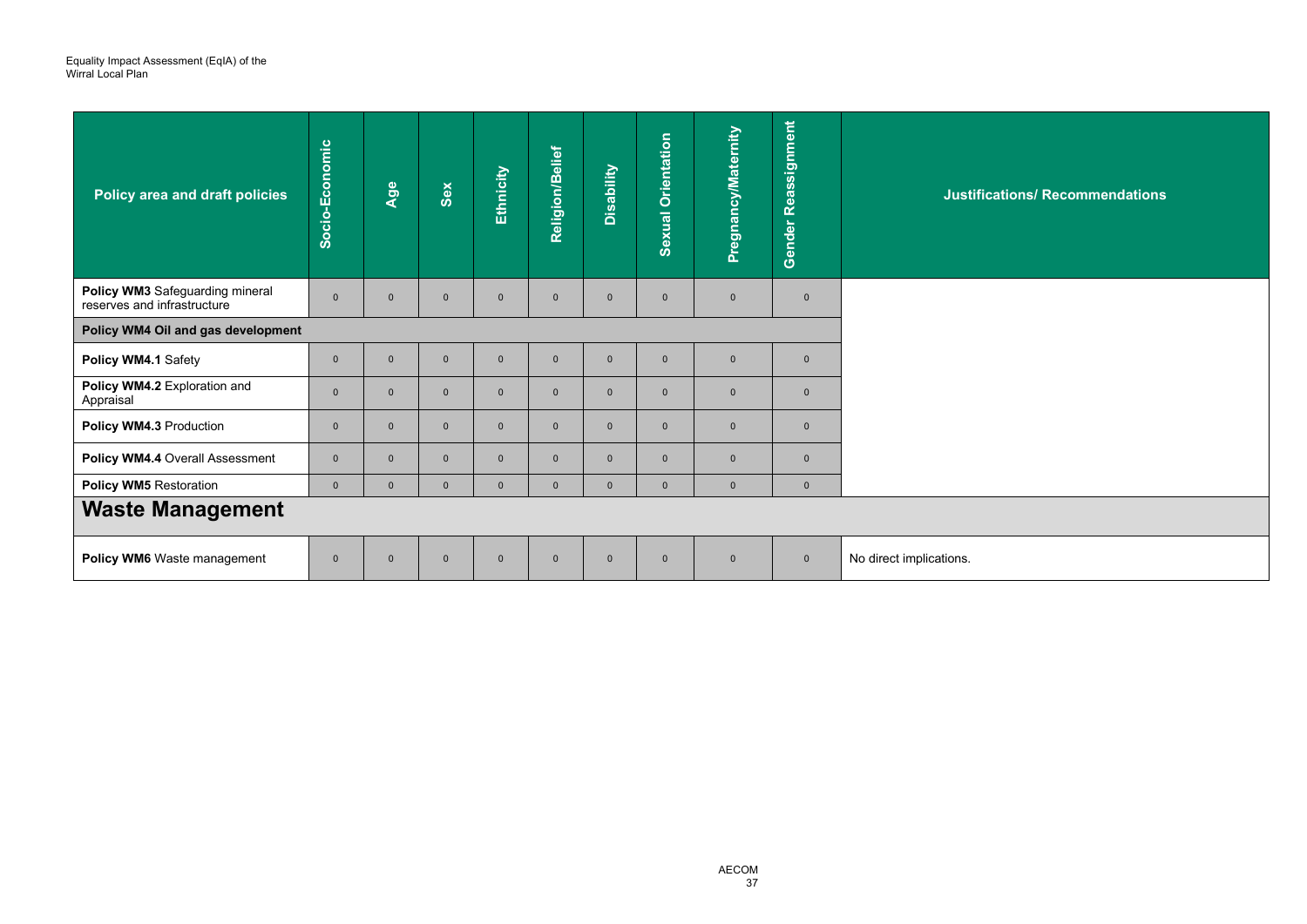| Policy area and draft policies | Socio-Economic | Age | Sex | Ethnicity | Religion/Belief | Disability | Sexual Orientation | Pregnancy/Maternity | Gender Reassignment | Justifications/ Recommendations |
|---|---|---|---|---|---|---|---|---|---|---|
| **Policy WM3** Safeguarding mineral reserves and infrastructure | 0 | 0 | 0 | 0 | 0 | 0 | 0 | 0 | 0 | |
| **Policy WM4 Oil and gas development** | | | | | | | | | | |
| **Policy WM4.1** Safety | 0 | 0 | 0 | 0 | 0 | 0 | 0 | 0 | 0 | |
| **Policy WM4.2** Exploration and Appraisal | 0 | 0 | 0 | 0 | 0 | 0 | 0 | 0 | 0 | |
| **Policy WM4.3** Production | 0 | 0 | 0 | 0 | 0 | 0 | 0 | 0 | 0 | |
| **Policy WM4.4** Overall Assessment | 0 | 0 | 0 | 0 | 0 | 0 | 0 | 0 | 0 | |
| **Policy WM5** Restoration | 0 | 0 | 0 | 0 | 0 | 0 | 0 | 0 | 0 | |
| **Waste Management** | | | | | | | | | | |
| **Policy WM6** Waste management | 0 | 0 | 0 | 0 | 0 | 0 | 0 | 0 | 0 | No direct implications. |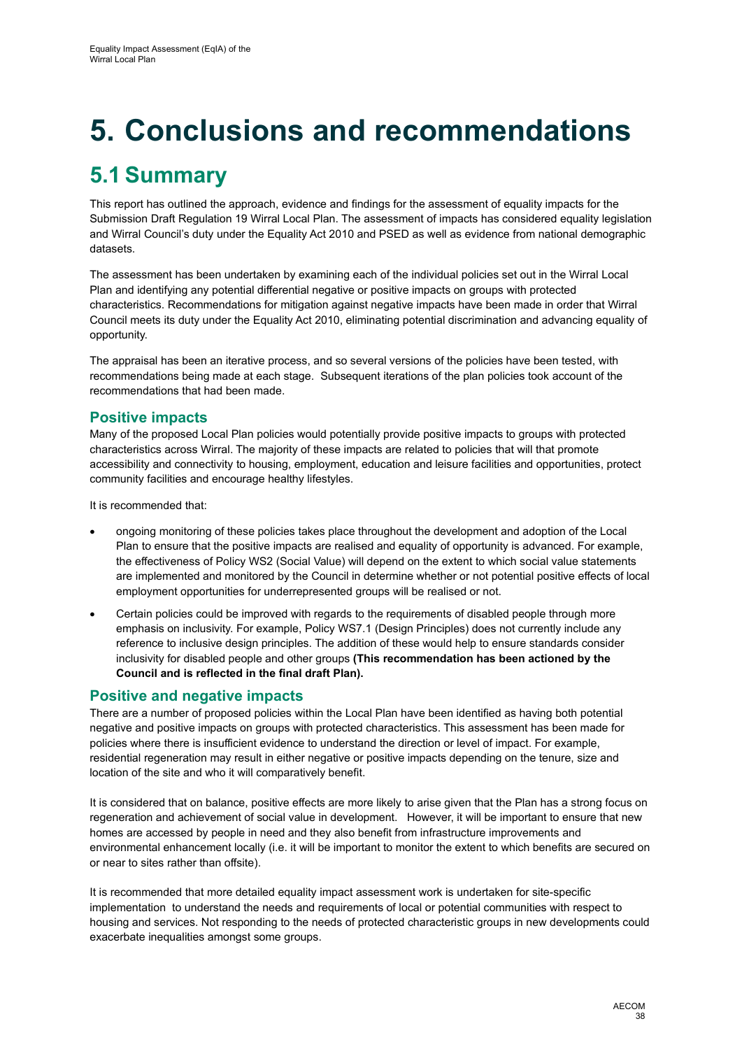# 5. Conclusions and recommendations

## 5.1 Summary

This report has outlined the approach, evidence and findings for the assessment of equality impacts for the Submission Draft Regulation 19 Wirral Local Plan. The assessment of impacts has considered equality legislation and Wirral Council's duty under the Equality Act 2010 and PSED as well as evidence from national demographic datasets.

The assessment has been undertaken by examining each of the individual policies set out in the Wirral Local Plan and identifying any potential differential negative or positive impacts on groups with protected characteristics. Recommendations for mitigation against negative impacts have been made in order that Wirral Council meets its duty under the Equality Act 2010, eliminating potential discrimination and advancing equality of opportunity.

The appraisal has been an iterative process, and so several versions of the policies have been tested, with recommendations being made at each stage. Subsequent iterations of the plan policies took account of the recommendations that had been made.

### Positive impacts

Many of the proposed Local Plan policies would potentially provide positive impacts to groups with protected characteristics across Wirral. The majority of these impacts are related to policies that will that promote accessibility and connectivity to housing, employment, education and leisure facilities and opportunities, protect community facilities and encourage healthy lifestyles.

It is recommended that:

- ongoing monitoring of these policies takes place throughout the development and adoption of the Local Plan to ensure that the positive impacts are realised and equality of opportunity is advanced. For example, the effectiveness of Policy WS2 (Social Value) will depend on the extent to which social value statements are implemented and monitored by the Council in determine whether or not potential positive effects of local employment opportunities for underrepresented groups will be realised or not.
- Certain policies could be improved with regards to the requirements of disabled people through more emphasis on inclusivity. For example, Policy WS7.1 (Design Principles) does not currently include any reference to inclusive design principles. The addition of these would help to ensure standards consider inclusivity for disabled people and other groups **(This recommendation has been actioned by the Council and is reflected in the final draft Plan).**

### Positive and negative impacts

There are a number of proposed policies within the Local Plan have been identified as having both potential negative and positive impacts on groups with protected characteristics. This assessment has been made for policies where there is insufficient evidence to understand the direction or level of impact. For example, residential regeneration may result in either negative or positive impacts depending on the tenure, size and location of the site and who it will comparatively benefit.

It is considered that on balance, positive effects are more likely to arise given that the Plan has a strong focus on regeneration and achievement of social value in development. However, it will be important to ensure that new homes are accessed by people in need and they also benefit from infrastructure improvements and environmental enhancement locally (i.e. it will be important to monitor the extent to which benefits are secured on or near to sites rather than offsite).

It is recommended that more detailed equality impact assessment work is undertaken for site-specific implementation to understand the needs and requirements of local or potential communities with respect to housing and services. Not responding to the needs of protected characteristic groups in new developments could exacerbate inequalities amongst some groups.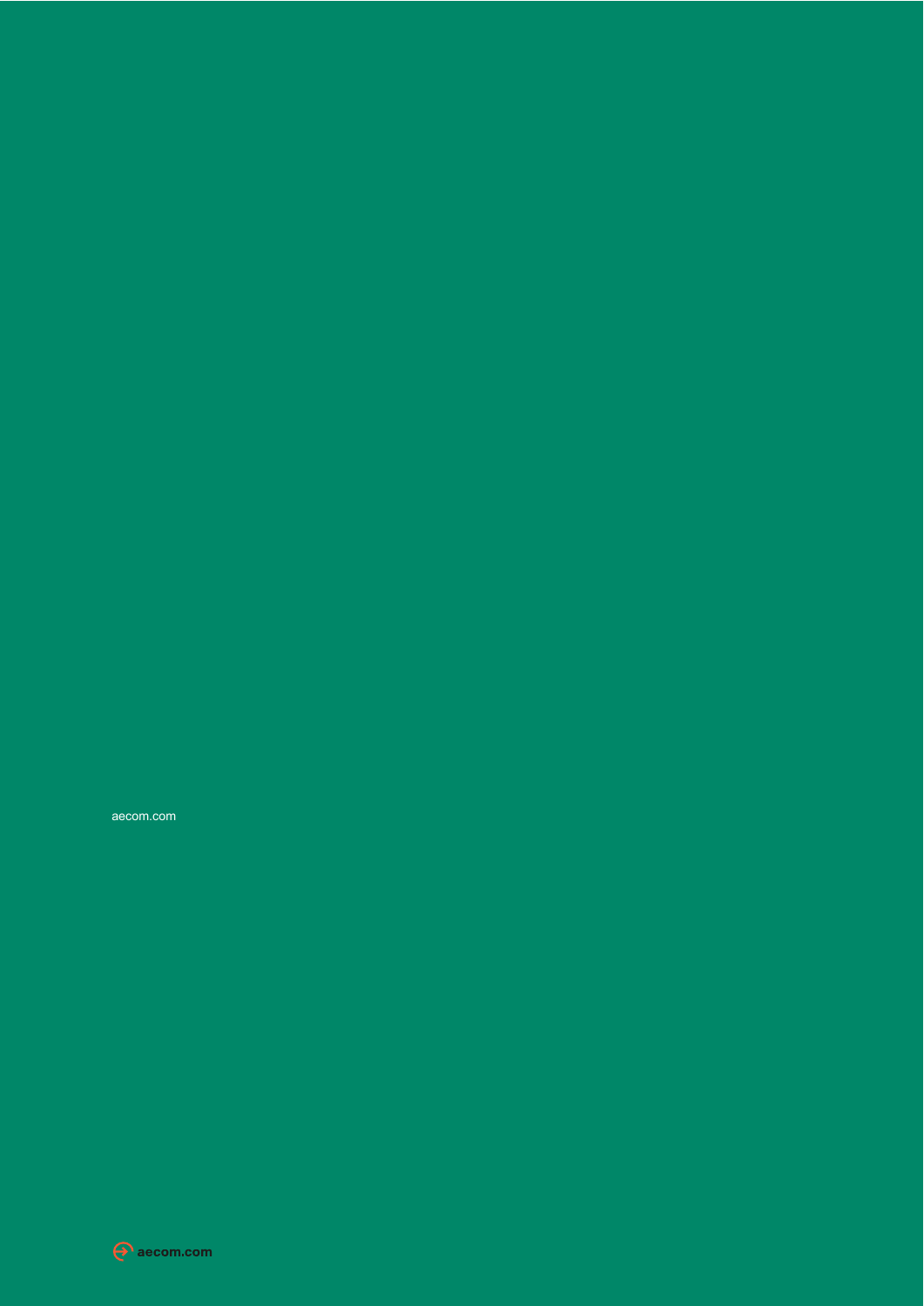aecom.com

aecom.com